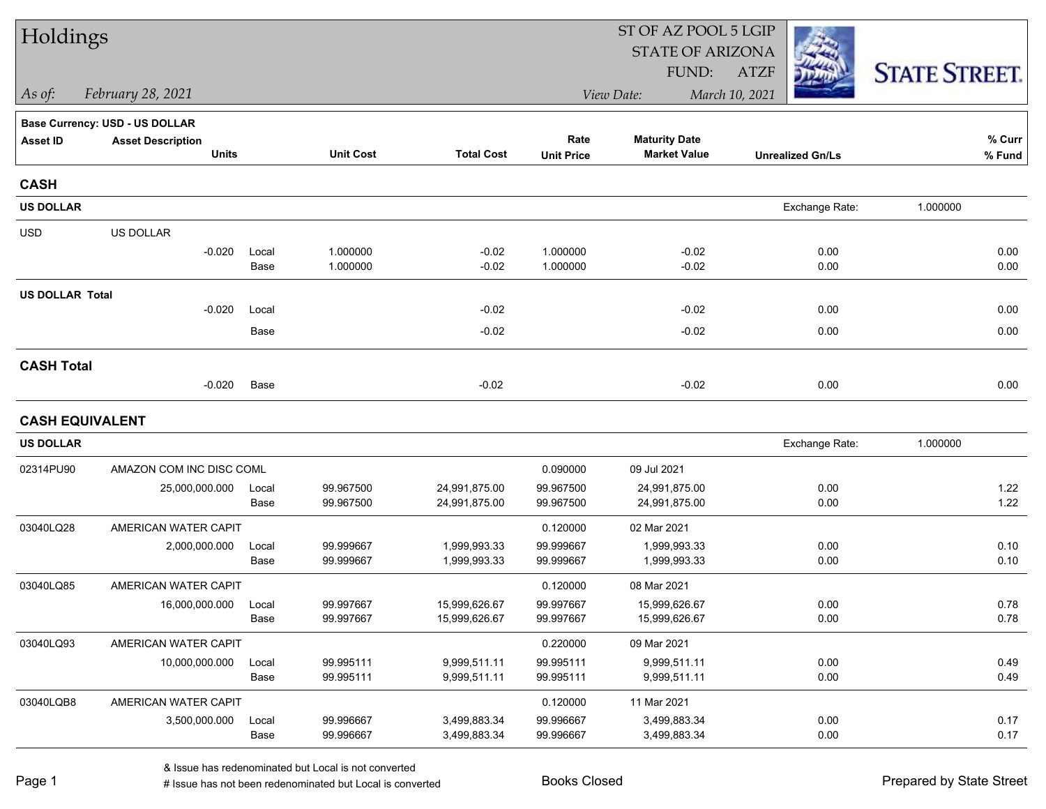# Holdings

ST OF AZ POOL 5 LGIP
STATE OF ARIZONA
FUND: ATZF

*As of:* *February 28, 2021*

*View Date:* *March 10, 2021*

**STATE STREET**

**Base Currency: USD - US DOLLAR**

| Asset ID | Asset Description / Units | | Unit Cost | Total Cost | Rate / Unit Price | Maturity Date / Market Value | Unrealized Gn/Ls | % Curr / % Fund |
|---|---|---|---|---|---|---|---|---|
| **CASH** | | | | | | | | |
| **US DOLLAR** | | | | | | | Exchange Rate: | 1.000000 |
| USD | US DOLLAR | | | | | | | |
| | -0.020 | Local | 1.000000 | -0.02 | 1.000000 | -0.02 | 0.00 | 0.00 |
| | | Base | 1.000000 | -0.02 | 1.000000 | -0.02 | 0.00 | 0.00 |
| **US DOLLAR Total** | | | | | | | | |
| | -0.020 | Local | | -0.02 | | -0.02 | 0.00 | 0.00 |
| | | Base | | -0.02 | | -0.02 | 0.00 | 0.00 |
| **CASH Total** | | | | | | | | |
| | -0.020 | Base | | -0.02 | | -0.02 | 0.00 | 0.00 |
| **CASH EQUIVALENT** | | | | | | | | |
| **US DOLLAR** | | | | | | | Exchange Rate: | 1.000000 |
| 02314PU90 | AMAZON COM INC DISC COML | | | | 0.090000 | 09 Jul 2021 | | |
| | 25,000,000.000 | Local | 99.967500 | 24,991,875.00 | 99.967500 | 24,991,875.00 | 0.00 | 1.22 |
| | | Base | 99.967500 | 24,991,875.00 | 99.967500 | 24,991,875.00 | 0.00 | 1.22 |
| 03040LQ28 | AMERICAN WATER CAPIT | | | | 0.120000 | 02 Mar 2021 | | |
| | 2,000,000.000 | Local | 99.999667 | 1,999,993.33 | 99.999667 | 1,999,993.33 | 0.00 | 0.10 |
| | | Base | 99.999667 | 1,999,993.33 | 99.999667 | 1,999,993.33 | 0.00 | 0.10 |
| 03040LQ85 | AMERICAN WATER CAPIT | | | | 0.120000 | 08 Mar 2021 | | |
| | 16,000,000.000 | Local | 99.997667 | 15,999,626.67 | 99.997667 | 15,999,626.67 | 0.00 | 0.78 |
| | | Base | 99.997667 | 15,999,626.67 | 99.997667 | 15,999,626.67 | 0.00 | 0.78 |
| 03040LQ93 | AMERICAN WATER CAPIT | | | | 0.220000 | 09 Mar 2021 | | |
| | 10,000,000.000 | Local | 99.995111 | 9,999,511.11 | 99.995111 | 9,999,511.11 | 0.00 | 0.49 |
| | | Base | 99.995111 | 9,999,511.11 | 99.995111 | 9,999,511.11 | 0.00 | 0.49 |
| 03040LQB8 | AMERICAN WATER CAPIT | | | | 0.120000 | 11 Mar 2021 | | |
| | 3,500,000.000 | Local | 99.996667 | 3,499,883.34 | 99.996667 | 3,499,883.34 | 0.00 | 0.17 |
| | | Base | 99.996667 | 3,499,883.34 | 99.996667 | 3,499,883.34 | 0.00 | 0.17 |

& Issue has redenominated but Local is not converted
# Issue has not been redenominated but Local is converted

Books Closed

Prepared by State Street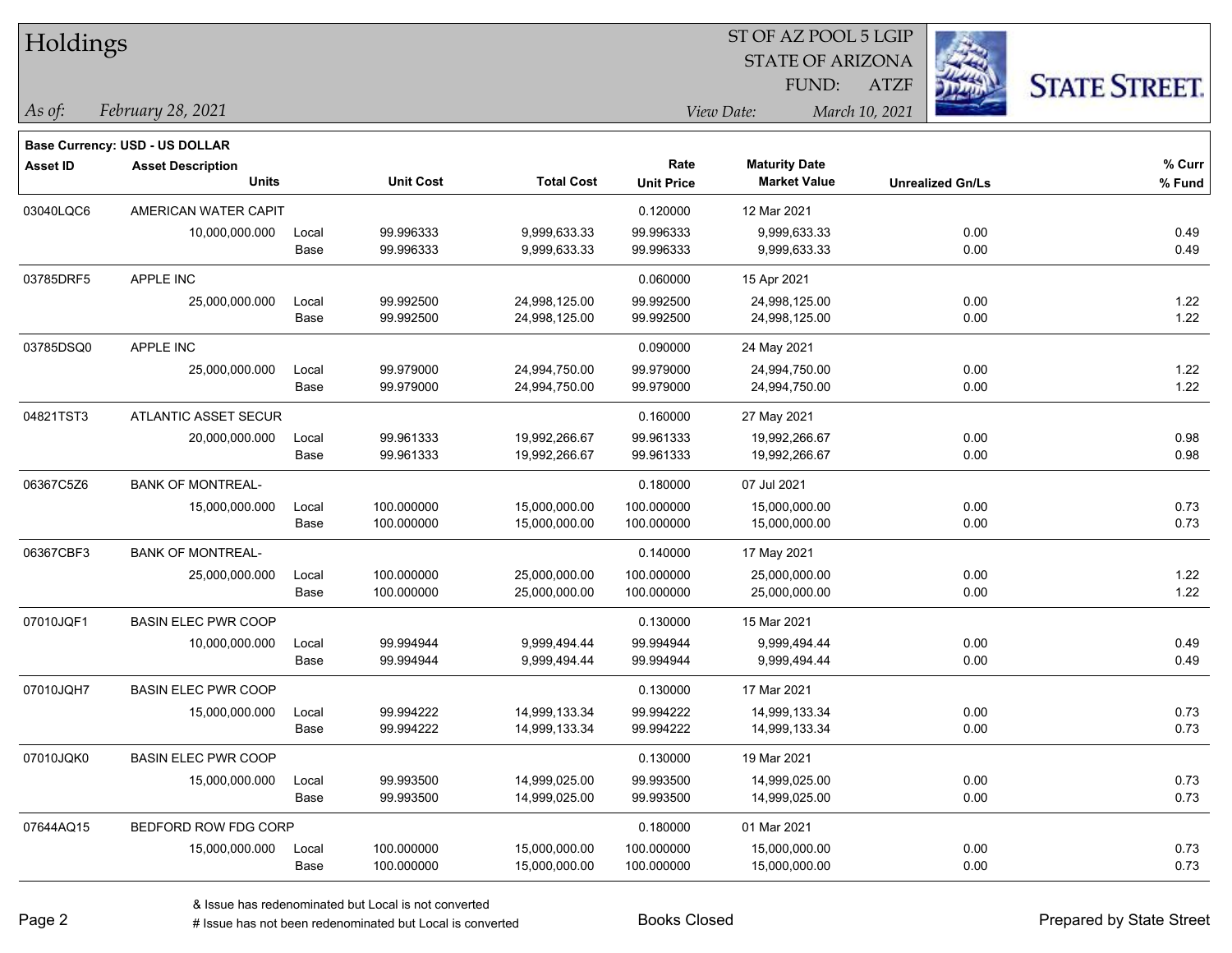# Holdings

ST OF AZ POOL 5 LGIP
STATE OF ARIZONA
FUND: ATZF

*As of:* *February 28, 2021*

*View Date:* *March 10, 2021*

**Base Currency: USD - US DOLLAR**

| Asset ID | Asset Description / Units | | Unit Cost | Total Cost | Rate / Unit Price | Maturity Date / Market Value | Unrealized Gn/Ls | % Curr / % Fund |
|---|---|---|---|---|---|---|---|---|
| 03040LQC6 | AMERICAN WATER CAPIT | | | | 0.120000 | 12 Mar 2021 | | |
| | 10,000,000.000 | Local | 99.996333 | 9,999,633.33 | 99.996333 | 9,999,633.33 | 0.00 | 0.49 |
| | | Base | 99.996333 | 9,999,633.33 | 99.996333 | 9,999,633.33 | 0.00 | 0.49 |
| 03785DRF5 | APPLE INC | | | | 0.060000 | 15 Apr 2021 | | |
| | 25,000,000.000 | Local | 99.992500 | 24,998,125.00 | 99.992500 | 24,998,125.00 | 0.00 | 1.22 |
| | | Base | 99.992500 | 24,998,125.00 | 99.992500 | 24,998,125.00 | 0.00 | 1.22 |
| 03785DSQ0 | APPLE INC | | | | 0.090000 | 24 May 2021 | | |
| | 25,000,000.000 | Local | 99.979000 | 24,994,750.00 | 99.979000 | 24,994,750.00 | 0.00 | 1.22 |
| | | Base | 99.979000 | 24,994,750.00 | 99.979000 | 24,994,750.00 | 0.00 | 1.22 |
| 04821TST3 | ATLANTIC ASSET SECUR | | | | 0.160000 | 27 May 2021 | | |
| | 20,000,000.000 | Local | 99.961333 | 19,992,266.67 | 99.961333 | 19,992,266.67 | 0.00 | 0.98 |
| | | Base | 99.961333 | 19,992,266.67 | 99.961333 | 19,992,266.67 | 0.00 | 0.98 |
| 06367C5Z6 | BANK OF MONTREAL- | | | | 0.180000 | 07 Jul 2021 | | |
| | 15,000,000.000 | Local | 100.000000 | 15,000,000.00 | 100.000000 | 15,000,000.00 | 0.00 | 0.73 |
| | | Base | 100.000000 | 15,000,000.00 | 100.000000 | 15,000,000.00 | 0.00 | 0.73 |
| 06367CBF3 | BANK OF MONTREAL- | | | | 0.140000 | 17 May 2021 | | |
| | 25,000,000.000 | Local | 100.000000 | 25,000,000.00 | 100.000000 | 25,000,000.00 | 0.00 | 1.22 |
| | | Base | 100.000000 | 25,000,000.00 | 100.000000 | 25,000,000.00 | 0.00 | 1.22 |
| 07010JQF1 | BASIN ELEC PWR COOP | | | | 0.130000 | 15 Mar 2021 | | |
| | 10,000,000.000 | Local | 99.994944 | 9,999,494.44 | 99.994944 | 9,999,494.44 | 0.00 | 0.49 |
| | | Base | 99.994944 | 9,999,494.44 | 99.994944 | 9,999,494.44 | 0.00 | 0.49 |
| 07010JQH7 | BASIN ELEC PWR COOP | | | | 0.130000 | 17 Mar 2021 | | |
| | 15,000,000.000 | Local | 99.994222 | 14,999,133.34 | 99.994222 | 14,999,133.34 | 0.00 | 0.73 |
| | | Base | 99.994222 | 14,999,133.34 | 99.994222 | 14,999,133.34 | 0.00 | 0.73 |
| 07010JQK0 | BASIN ELEC PWR COOP | | | | 0.130000 | 19 Mar 2021 | | |
| | 15,000,000.000 | Local | 99.993500 | 14,999,025.00 | 99.993500 | 14,999,025.00 | 0.00 | 0.73 |
| | | Base | 99.993500 | 14,999,025.00 | 99.993500 | 14,999,025.00 | 0.00 | 0.73 |
| 07644AQ15 | BEDFORD ROW FDG CORP | | | | 0.180000 | 01 Mar 2021 | | |
| | 15,000,000.000 | Local | 100.000000 | 15,000,000.00 | 100.000000 | 15,000,000.00 | 0.00 | 0.73 |
| | | Base | 100.000000 | 15,000,000.00 | 100.000000 | 15,000,000.00 | 0.00 | 0.73 |

& Issue has redenominated but Local is not converted
# Issue has not been redenominated but Local is converted

Books Closed

Prepared by State Street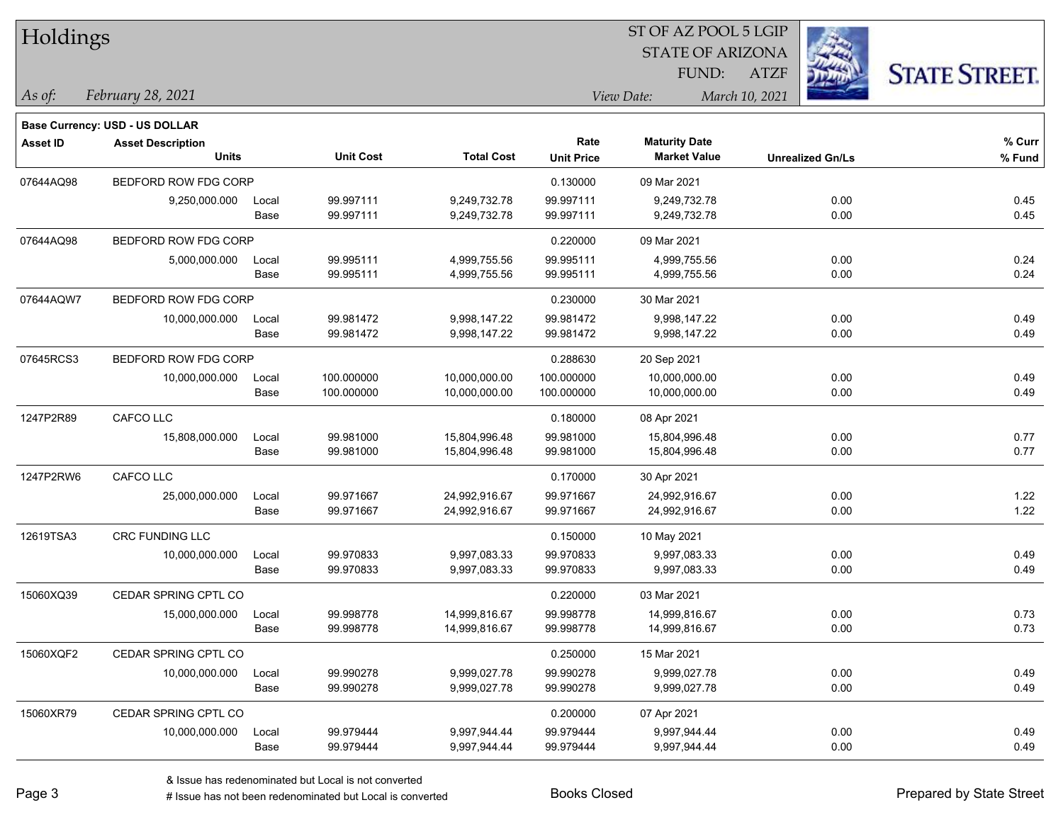# Holdings

ST OF AZ POOL 5 LGIP
STATE OF ARIZONA
FUND: ATZF

*As of:* *February 28, 2021*

*View Date:* *March 10, 2021*

**Base Currency: USD - US DOLLAR**

| Asset ID | Asset Description / Units | | Unit Cost | Total Cost | Rate / Unit Price | Maturity Date / Market Value | Unrealized Gn/Ls | % Curr / % Fund |
|---|---|---|---|---|---|---|---|---|
| 07644AQ98 | BEDFORD ROW FDG CORP | | | | 0.130000 | 09 Mar 2021 | | |
| | 9,250,000.000 | Local | 99.997111 | 9,249,732.78 | 99.997111 | 9,249,732.78 | 0.00 | 0.45 |
| | | Base | 99.997111 | 9,249,732.78 | 99.997111 | 9,249,732.78 | 0.00 | 0.45 |
| 07644AQ98 | BEDFORD ROW FDG CORP | | | | 0.220000 | 09 Mar 2021 | | |
| | 5,000,000.000 | Local | 99.995111 | 4,999,755.56 | 99.995111 | 4,999,755.56 | 0.00 | 0.24 |
| | | Base | 99.995111 | 4,999,755.56 | 99.995111 | 4,999,755.56 | 0.00 | 0.24 |
| 07644AQW7 | BEDFORD ROW FDG CORP | | | | 0.230000 | 30 Mar 2021 | | |
| | 10,000,000.000 | Local | 99.981472 | 9,998,147.22 | 99.981472 | 9,998,147.22 | 0.00 | 0.49 |
| | | Base | 99.981472 | 9,998,147.22 | 99.981472 | 9,998,147.22 | 0.00 | 0.49 |
| 07645RCS3 | BEDFORD ROW FDG CORP | | | | 0.288630 | 20 Sep 2021 | | |
| | 10,000,000.000 | Local | 100.000000 | 10,000,000.00 | 100.000000 | 10,000,000.00 | 0.00 | 0.49 |
| | | Base | 100.000000 | 10,000,000.00 | 100.000000 | 10,000,000.00 | 0.00 | 0.49 |
| 1247P2R89 | CAFCO LLC | | | | 0.180000 | 08 Apr 2021 | | |
| | 15,808,000.000 | Local | 99.981000 | 15,804,996.48 | 99.981000 | 15,804,996.48 | 0.00 | 0.77 |
| | | Base | 99.981000 | 15,804,996.48 | 99.981000 | 15,804,996.48 | 0.00 | 0.77 |
| 1247P2RW6 | CAFCO LLC | | | | 0.170000 | 30 Apr 2021 | | |
| | 25,000,000.000 | Local | 99.971667 | 24,992,916.67 | 99.971667 | 24,992,916.67 | 0.00 | 1.22 |
| | | Base | 99.971667 | 24,992,916.67 | 99.971667 | 24,992,916.67 | 0.00 | 1.22 |
| 12619TSA3 | CRC FUNDING LLC | | | | 0.150000 | 10 May 2021 | | |
| | 10,000,000.000 | Local | 99.970833 | 9,997,083.33 | 99.970833 | 9,997,083.33 | 0.00 | 0.49 |
| | | Base | 99.970833 | 9,997,083.33 | 99.970833 | 9,997,083.33 | 0.00 | 0.49 |
| 15060XQ39 | CEDAR SPRING CPTL CO | | | | 0.220000 | 03 Mar 2021 | | |
| | 15,000,000.000 | Local | 99.998778 | 14,999,816.67 | 99.998778 | 14,999,816.67 | 0.00 | 0.73 |
| | | Base | 99.998778 | 14,999,816.67 | 99.998778 | 14,999,816.67 | 0.00 | 0.73 |
| 15060XQF2 | CEDAR SPRING CPTL CO | | | | 0.250000 | 15 Mar 2021 | | |
| | 10,000,000.000 | Local | 99.990278 | 9,999,027.78 | 99.990278 | 9,999,027.78 | 0.00 | 0.49 |
| | | Base | 99.990278 | 9,999,027.78 | 99.990278 | 9,999,027.78 | 0.00 | 0.49 |
| 15060XR79 | CEDAR SPRING CPTL CO | | | | 0.200000 | 07 Apr 2021 | | |
| | 10,000,000.000 | Local | 99.979444 | 9,997,944.44 | 99.979444 | 9,997,944.44 | 0.00 | 0.49 |
| | | Base | 99.979444 | 9,997,944.44 | 99.979444 | 9,997,944.44 | 0.00 | 0.49 |

& Issue has redenominated but Local is not converted
# Issue has not been redenominated but Local is converted

Books Closed

Prepared by State Street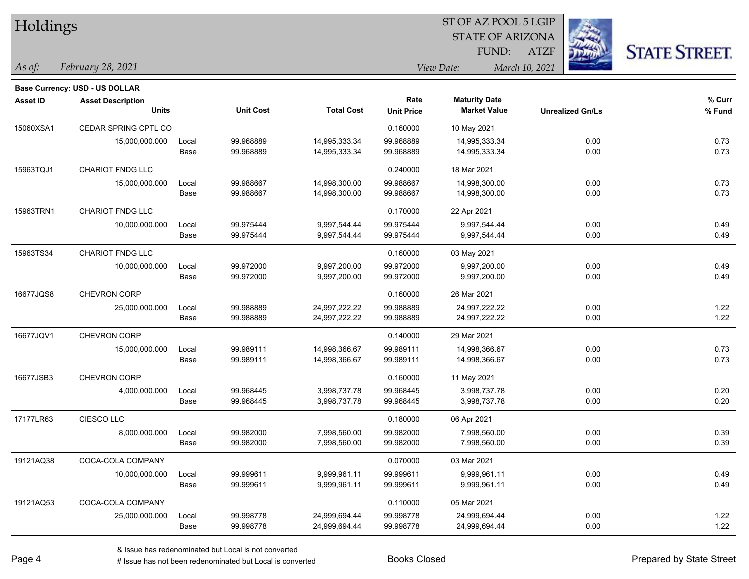# Holdings

ST OF AZ POOL 5 LGIP
STATE OF ARIZONA
FUND: ATZF

*As of:* *February 28, 2021*
*View Date:* *March 10, 2021*

**Base Currency: USD - US DOLLAR**

| Asset ID | Asset Description / Units | | Unit Cost | Total Cost | Rate / Unit Price | Maturity Date / Market Value | Unrealized Gn/Ls | % Curr / % Fund |
|---|---|---|---|---|---|---|---|---|
| 15060XSA1 | CEDAR SPRING CPTL CO | | | | 0.160000 | 10 May 2021 | | |
| | 15,000,000.000 | Local | 99.968889 | 14,995,333.34 | 99.968889 | 14,995,333.34 | 0.00 | 0.73 |
| | | Base | 99.968889 | 14,995,333.34 | 99.968889 | 14,995,333.34 | 0.00 | 0.73 |
| 15963TQJ1 | CHARIOT FNDG LLC | | | | 0.240000 | 18 Mar 2021 | | |
| | 15,000,000.000 | Local | 99.988667 | 14,998,300.00 | 99.988667 | 14,998,300.00 | 0.00 | 0.73 |
| | | Base | 99.988667 | 14,998,300.00 | 99.988667 | 14,998,300.00 | 0.00 | 0.73 |
| 15963TRN1 | CHARIOT FNDG LLC | | | | 0.170000 | 22 Apr 2021 | | |
| | 10,000,000.000 | Local | 99.975444 | 9,997,544.44 | 99.975444 | 9,997,544.44 | 0.00 | 0.49 |
| | | Base | 99.975444 | 9,997,544.44 | 99.975444 | 9,997,544.44 | 0.00 | 0.49 |
| 15963TS34 | CHARIOT FNDG LLC | | | | 0.160000 | 03 May 2021 | | |
| | 10,000,000.000 | Local | 99.972000 | 9,997,200.00 | 99.972000 | 9,997,200.00 | 0.00 | 0.49 |
| | | Base | 99.972000 | 9,997,200.00 | 99.972000 | 9,997,200.00 | 0.00 | 0.49 |
| 16677JQS8 | CHEVRON CORP | | | | 0.160000 | 26 Mar 2021 | | |
| | 25,000,000.000 | Local | 99.988889 | 24,997,222.22 | 99.988889 | 24,997,222.22 | 0.00 | 1.22 |
| | | Base | 99.988889 | 24,997,222.22 | 99.988889 | 24,997,222.22 | 0.00 | 1.22 |
| 16677JQV1 | CHEVRON CORP | | | | 0.140000 | 29 Mar 2021 | | |
| | 15,000,000.000 | Local | 99.989111 | 14,998,366.67 | 99.989111 | 14,998,366.67 | 0.00 | 0.73 |
| | | Base | 99.989111 | 14,998,366.67 | 99.989111 | 14,998,366.67 | 0.00 | 0.73 |
| 16677JSB3 | CHEVRON CORP | | | | 0.160000 | 11 May 2021 | | |
| | 4,000,000.000 | Local | 99.968445 | 3,998,737.78 | 99.968445 | 3,998,737.78 | 0.00 | 0.20 |
| | | Base | 99.968445 | 3,998,737.78 | 99.968445 | 3,998,737.78 | 0.00 | 0.20 |
| 17177LR63 | CIESCO LLC | | | | 0.180000 | 06 Apr 2021 | | |
| | 8,000,000.000 | Local | 99.982000 | 7,998,560.00 | 99.982000 | 7,998,560.00 | 0.00 | 0.39 |
| | | Base | 99.982000 | 7,998,560.00 | 99.982000 | 7,998,560.00 | 0.00 | 0.39 |
| 19121AQ38 | COCA-COLA COMPANY | | | | 0.070000 | 03 Mar 2021 | | |
| | 10,000,000.000 | Local | 99.999611 | 9,999,961.11 | 99.999611 | 9,999,961.11 | 0.00 | 0.49 |
| | | Base | 99.999611 | 9,999,961.11 | 99.999611 | 9,999,961.11 | 0.00 | 0.49 |
| 19121AQ53 | COCA-COLA COMPANY | | | | 0.110000 | 05 Mar 2021 | | |
| | 25,000,000.000 | Local | 99.998778 | 24,999,694.44 | 99.998778 | 24,999,694.44 | 0.00 | 1.22 |
| | | Base | 99.998778 | 24,999,694.44 | 99.998778 | 24,999,694.44 | 0.00 | 1.22 |

& Issue has redenominated but Local is not converted
# Issue has not been redenominated but Local is converted

Books Closed

Prepared by State Street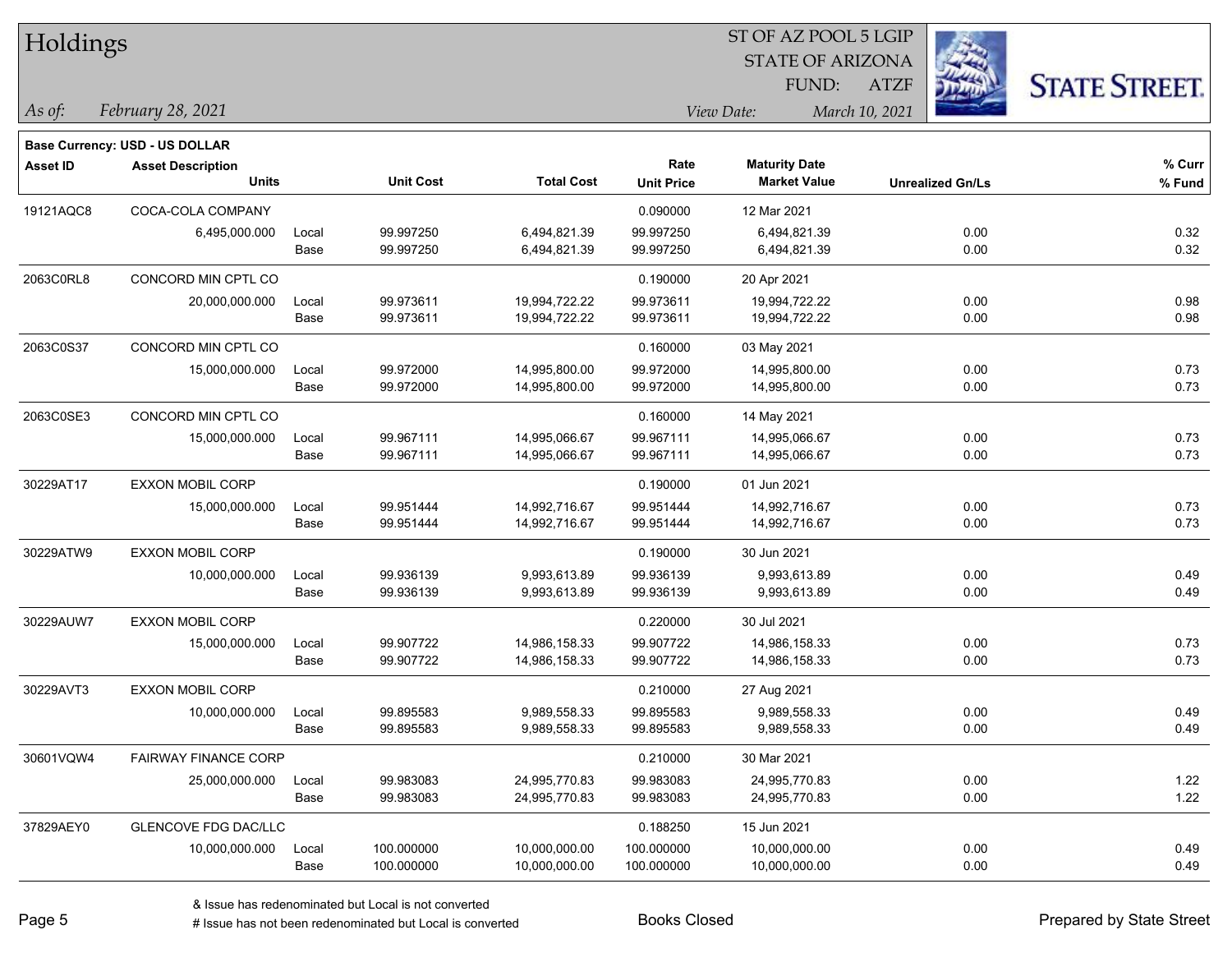# Holdings

ST OF AZ POOL 5 LGIP
STATE OF ARIZONA
FUND: ATZF

*As of:* *February 28, 2021*

*View Date:* *March 10, 2021*

**Base Currency: USD - US DOLLAR**

| Asset ID | Asset Description / Units | | Unit Cost | Total Cost | Rate / Unit Price | Maturity Date / Market Value | Unrealized Gn/Ls | % Curr / % Fund |
|---|---|---|---|---|---|---|---|---|
| 19121AQC8 | COCA-COLA COMPANY | | | | 0.090000 | 12 Mar 2021 | | |
| | 6,495,000.000 | Local | 99.997250 | 6,494,821.39 | 99.997250 | 6,494,821.39 | 0.00 | 0.32 |
| | | Base | 99.997250 | 6,494,821.39 | 99.997250 | 6,494,821.39 | 0.00 | 0.32 |
| 2063C0RL8 | CONCORD MIN CPTL CO | | | | 0.190000 | 20 Apr 2021 | | |
| | 20,000,000.000 | Local | 99.973611 | 19,994,722.22 | 99.973611 | 19,994,722.22 | 0.00 | 0.98 |
| | | Base | 99.973611 | 19,994,722.22 | 99.973611 | 19,994,722.22 | 0.00 | 0.98 |
| 2063C0S37 | CONCORD MIN CPTL CO | | | | 0.160000 | 03 May 2021 | | |
| | 15,000,000.000 | Local | 99.972000 | 14,995,800.00 | 99.972000 | 14,995,800.00 | 0.00 | 0.73 |
| | | Base | 99.972000 | 14,995,800.00 | 99.972000 | 14,995,800.00 | 0.00 | 0.73 |
| 2063C0SE3 | CONCORD MIN CPTL CO | | | | 0.160000 | 14 May 2021 | | |
| | 15,000,000.000 | Local | 99.967111 | 14,995,066.67 | 99.967111 | 14,995,066.67 | 0.00 | 0.73 |
| | | Base | 99.967111 | 14,995,066.67 | 99.967111 | 14,995,066.67 | 0.00 | 0.73 |
| 30229AT17 | EXXON MOBIL CORP | | | | 0.190000 | 01 Jun 2021 | | |
| | 15,000,000.000 | Local | 99.951444 | 14,992,716.67 | 99.951444 | 14,992,716.67 | 0.00 | 0.73 |
| | | Base | 99.951444 | 14,992,716.67 | 99.951444 | 14,992,716.67 | 0.00 | 0.73 |
| 30229ATW9 | EXXON MOBIL CORP | | | | 0.190000 | 30 Jun 2021 | | |
| | 10,000,000.000 | Local | 99.936139 | 9,993,613.89 | 99.936139 | 9,993,613.89 | 0.00 | 0.49 |
| | | Base | 99.936139 | 9,993,613.89 | 99.936139 | 9,993,613.89 | 0.00 | 0.49 |
| 30229AUW7 | EXXON MOBIL CORP | | | | 0.220000 | 30 Jul 2021 | | |
| | 15,000,000.000 | Local | 99.907722 | 14,986,158.33 | 99.907722 | 14,986,158.33 | 0.00 | 0.73 |
| | | Base | 99.907722 | 14,986,158.33 | 99.907722 | 14,986,158.33 | 0.00 | 0.73 |
| 30229AVT3 | EXXON MOBIL CORP | | | | 0.210000 | 27 Aug 2021 | | |
| | 10,000,000.000 | Local | 99.895583 | 9,989,558.33 | 99.895583 | 9,989,558.33 | 0.00 | 0.49 |
| | | Base | 99.895583 | 9,989,558.33 | 99.895583 | 9,989,558.33 | 0.00 | 0.49 |
| 30601VQW4 | FAIRWAY FINANCE CORP | | | | 0.210000 | 30 Mar 2021 | | |
| | 25,000,000.000 | Local | 99.983083 | 24,995,770.83 | 99.983083 | 24,995,770.83 | 0.00 | 1.22 |
| | | Base | 99.983083 | 24,995,770.83 | 99.983083 | 24,995,770.83 | 0.00 | 1.22 |
| 37829AEY0 | GLENCOVE FDG DAC/LLC | | | | 0.188250 | 15 Jun 2021 | | |
| | 10,000,000.000 | Local | 100.000000 | 10,000,000.00 | 100.000000 | 10,000,000.00 | 0.00 | 0.49 |
| | | Base | 100.000000 | 10,000,000.00 | 100.000000 | 10,000,000.00 | 0.00 | 0.49 |

& Issue has redenominated but Local is not converted

# Issue has not been redenominated but Local is converted

Books Closed

Prepared by State Street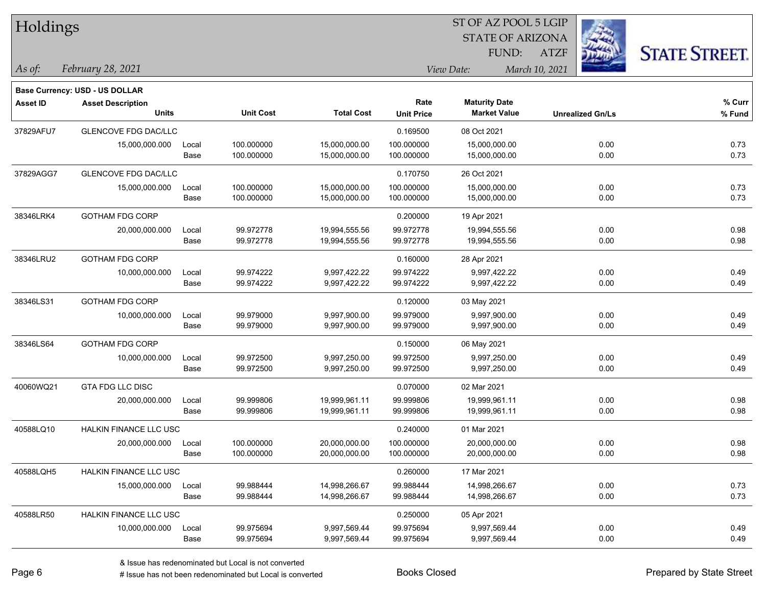# Holdings

ST OF AZ POOL 5 LGIP
STATE OF ARIZONA
FUND: ATZF

*As of:* *February 28, 2021*

*View Date:* *March 10, 2021*

**Base Currency: USD - US DOLLAR**

| Asset ID | Asset Description / Units | | Unit Cost | Total Cost | Rate / Unit Price | Maturity Date / Market Value | Unrealized Gn/Ls | % Curr / % Fund |
|---|---|---|---|---|---|---|---|---|
| 37829AFU7 | GLENCOVE FDG DAC/LLC | | | | 0.169500 | 08 Oct 2021 | | |
| | 15,000,000.000 | Local | 100.000000 | 15,000,000.00 | 100.000000 | 15,000,000.00 | 0.00 | 0.73 |
| | | Base | 100.000000 | 15,000,000.00 | 100.000000 | 15,000,000.00 | 0.00 | 0.73 |
| 37829AGG7 | GLENCOVE FDG DAC/LLC | | | | 0.170750 | 26 Oct 2021 | | |
| | 15,000,000.000 | Local | 100.000000 | 15,000,000.00 | 100.000000 | 15,000,000.00 | 0.00 | 0.73 |
| | | Base | 100.000000 | 15,000,000.00 | 100.000000 | 15,000,000.00 | 0.00 | 0.73 |
| 38346LRK4 | GOTHAM FDG CORP | | | | 0.200000 | 19 Apr 2021 | | |
| | 20,000,000.000 | Local | 99.972778 | 19,994,555.56 | 99.972778 | 19,994,555.56 | 0.00 | 0.98 |
| | | Base | 99.972778 | 19,994,555.56 | 99.972778 | 19,994,555.56 | 0.00 | 0.98 |
| 38346LRU2 | GOTHAM FDG CORP | | | | 0.160000 | 28 Apr 2021 | | |
| | 10,000,000.000 | Local | 99.974222 | 9,997,422.22 | 99.974222 | 9,997,422.22 | 0.00 | 0.49 |
| | | Base | 99.974222 | 9,997,422.22 | 99.974222 | 9,997,422.22 | 0.00 | 0.49 |
| 38346LS31 | GOTHAM FDG CORP | | | | 0.120000 | 03 May 2021 | | |
| | 10,000,000.000 | Local | 99.979000 | 9,997,900.00 | 99.979000 | 9,997,900.00 | 0.00 | 0.49 |
| | | Base | 99.979000 | 9,997,900.00 | 99.979000 | 9,997,900.00 | 0.00 | 0.49 |
| 38346LS64 | GOTHAM FDG CORP | | | | 0.150000 | 06 May 2021 | | |
| | 10,000,000.000 | Local | 99.972500 | 9,997,250.00 | 99.972500 | 9,997,250.00 | 0.00 | 0.49 |
| | | Base | 99.972500 | 9,997,250.00 | 99.972500 | 9,997,250.00 | 0.00 | 0.49 |
| 40060WQ21 | GTA FDG LLC DISC | | | | 0.070000 | 02 Mar 2021 | | |
| | 20,000,000.000 | Local | 99.999806 | 19,999,961.11 | 99.999806 | 19,999,961.11 | 0.00 | 0.98 |
| | | Base | 99.999806 | 19,999,961.11 | 99.999806 | 19,999,961.11 | 0.00 | 0.98 |
| 40588LQ10 | HALKIN FINANCE LLC USC | | | | 0.240000 | 01 Mar 2021 | | |
| | 20,000,000.000 | Local | 100.000000 | 20,000,000.00 | 100.000000 | 20,000,000.00 | 0.00 | 0.98 |
| | | Base | 100.000000 | 20,000,000.00 | 100.000000 | 20,000,000.00 | 0.00 | 0.98 |
| 40588LQH5 | HALKIN FINANCE LLC USC | | | | 0.260000 | 17 Mar 2021 | | |
| | 15,000,000.000 | Local | 99.988444 | 14,998,266.67 | 99.988444 | 14,998,266.67 | 0.00 | 0.73 |
| | | Base | 99.988444 | 14,998,266.67 | 99.988444 | 14,998,266.67 | 0.00 | 0.73 |
| 40588LR50 | HALKIN FINANCE LLC USC | | | | 0.250000 | 05 Apr 2021 | | |
| | 10,000,000.000 | Local | 99.975694 | 9,997,569.44 | 99.975694 | 9,997,569.44 | 0.00 | 0.49 |
| | | Base | 99.975694 | 9,997,569.44 | 99.975694 | 9,997,569.44 | 0.00 | 0.49 |

& Issue has redenominated but Local is not converted
# Issue has not been redenominated but Local is converted

Books Closed

Prepared by State Street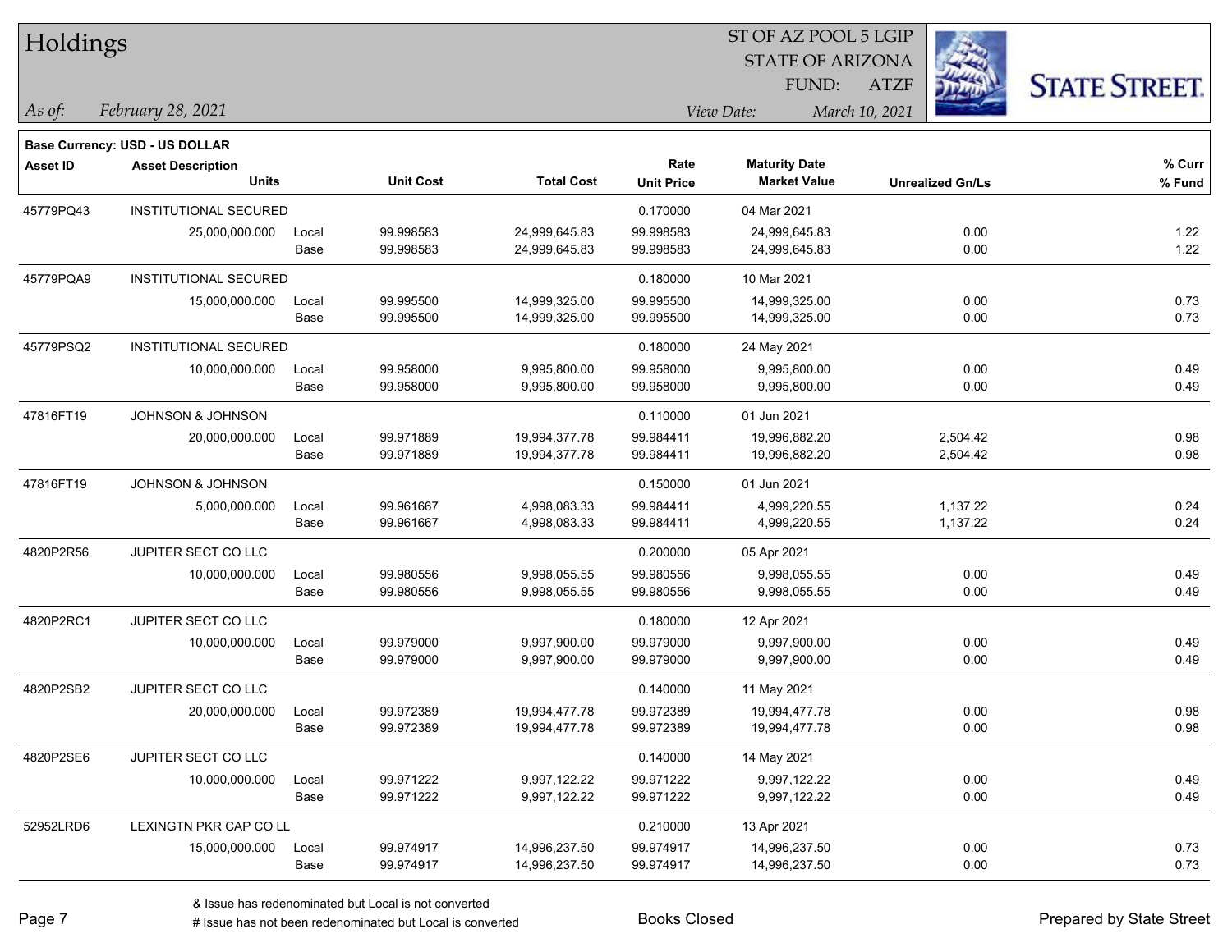# Holdings

ST OF AZ POOL 5 LGIP
STATE OF ARIZONA
FUND: ATZF

*As of:* *February 28, 2021*
*View Date:* *March 10, 2021*

**Base Currency: USD - US DOLLAR**

| Asset ID | Asset Description / Units | | Unit Cost | Total Cost | Rate / Unit Price | Maturity Date / Market Value | Unrealized Gn/Ls | % Curr / % Fund |
|---|---|---|---|---|---|---|---|---|
| 45779PQ43 | INSTITUTIONAL SECURED | | | | 0.170000 | 04 Mar 2021 | | |
| | 25,000,000.000 | Local | 99.998583 | 24,999,645.83 | 99.998583 | 24,999,645.83 | 0.00 | 1.22 |
| | | Base | 99.998583 | 24,999,645.83 | 99.998583 | 24,999,645.83 | 0.00 | 1.22 |
| 45779PQA9 | INSTITUTIONAL SECURED | | | | 0.180000 | 10 Mar 2021 | | |
| | 15,000,000.000 | Local | 99.995500 | 14,999,325.00 | 99.995500 | 14,999,325.00 | 0.00 | 0.73 |
| | | Base | 99.995500 | 14,999,325.00 | 99.995500 | 14,999,325.00 | 0.00 | 0.73 |
| 45779PSQ2 | INSTITUTIONAL SECURED | | | | 0.180000 | 24 May 2021 | | |
| | 10,000,000.000 | Local | 99.958000 | 9,995,800.00 | 99.958000 | 9,995,800.00 | 0.00 | 0.49 |
| | | Base | 99.958000 | 9,995,800.00 | 99.958000 | 9,995,800.00 | 0.00 | 0.49 |
| 47816FT19 | JOHNSON & JOHNSON | | | | 0.110000 | 01 Jun 2021 | | |
| | 20,000,000.000 | Local | 99.971889 | 19,994,377.78 | 99.984411 | 19,996,882.20 | 2,504.42 | 0.98 |
| | | Base | 99.971889 | 19,994,377.78 | 99.984411 | 19,996,882.20 | 2,504.42 | 0.98 |
| 47816FT19 | JOHNSON & JOHNSON | | | | 0.150000 | 01 Jun 2021 | | |
| | 5,000,000.000 | Local | 99.961667 | 4,998,083.33 | 99.984411 | 4,999,220.55 | 1,137.22 | 0.24 |
| | | Base | 99.961667 | 4,998,083.33 | 99.984411 | 4,999,220.55 | 1,137.22 | 0.24 |
| 4820P2R56 | JUPITER SECT CO LLC | | | | 0.200000 | 05 Apr 2021 | | |
| | 10,000,000.000 | Local | 99.980556 | 9,998,055.55 | 99.980556 | 9,998,055.55 | 0.00 | 0.49 |
| | | Base | 99.980556 | 9,998,055.55 | 99.980556 | 9,998,055.55 | 0.00 | 0.49 |
| 4820P2RC1 | JUPITER SECT CO LLC | | | | 0.180000 | 12 Apr 2021 | | |
| | 10,000,000.000 | Local | 99.979000 | 9,997,900.00 | 99.979000 | 9,997,900.00 | 0.00 | 0.49 |
| | | Base | 99.979000 | 9,997,900.00 | 99.979000 | 9,997,900.00 | 0.00 | 0.49 |
| 4820P2SB2 | JUPITER SECT CO LLC | | | | 0.140000 | 11 May 2021 | | |
| | 20,000,000.000 | Local | 99.972389 | 19,994,477.78 | 99.972389 | 19,994,477.78 | 0.00 | 0.98 |
| | | Base | 99.972389 | 19,994,477.78 | 99.972389 | 19,994,477.78 | 0.00 | 0.98 |
| 4820P2SE6 | JUPITER SECT CO LLC | | | | 0.140000 | 14 May 2021 | | |
| | 10,000,000.000 | Local | 99.971222 | 9,997,122.22 | 99.971222 | 9,997,122.22 | 0.00 | 0.49 |
| | | Base | 99.971222 | 9,997,122.22 | 99.971222 | 9,997,122.22 | 0.00 | 0.49 |
| 52952LRD6 | LEXINGTN PKR CAP CO LL | | | | 0.210000 | 13 Apr 2021 | | |
| | 15,000,000.000 | Local | 99.974917 | 14,996,237.50 | 99.974917 | 14,996,237.50 | 0.00 | 0.73 |
| | | Base | 99.974917 | 14,996,237.50 | 99.974917 | 14,996,237.50 | 0.00 | 0.73 |

& Issue has redenominated but Local is not converted
# Issue has not been redenominated but Local is converted

Books Closed

Prepared by State Street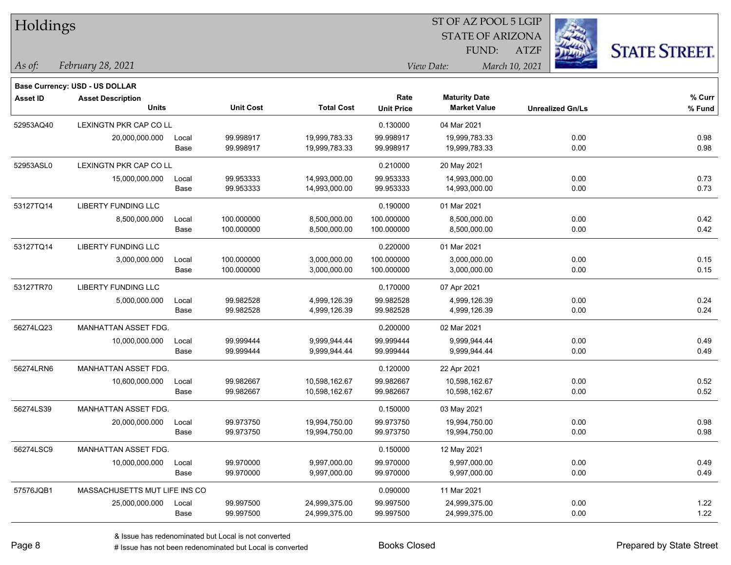# Holdings

ST OF AZ POOL 5 LGIP
STATE OF ARIZONA
FUND: ATZF

*As of:* *February 28, 2021*

*View Date:* *March 10, 2021*

**Base Currency: USD - US DOLLAR**

| Asset ID | Asset Description / Units | | Unit Cost | Total Cost | Rate / Unit Price | Maturity Date / Market Value | Unrealized Gn/Ls | % Curr / % Fund |
|---|---|---|---|---|---|---|---|---|
| 52953AQ40 | LEXINGTN PKR CAP CO LL | | | | 0.130000 | 04 Mar 2021 | | |
| | 20,000,000.000 | Local | 99.998917 | 19,999,783.33 | 99.998917 | 19,999,783.33 | 0.00 | 0.98 |
| | | Base | 99.998917 | 19,999,783.33 | 99.998917 | 19,999,783.33 | 0.00 | 0.98 |
| 52953ASL0 | LEXINGTN PKR CAP CO LL | | | | 0.210000 | 20 May 2021 | | |
| | 15,000,000.000 | Local | 99.953333 | 14,993,000.00 | 99.953333 | 14,993,000.00 | 0.00 | 0.73 |
| | | Base | 99.953333 | 14,993,000.00 | 99.953333 | 14,993,000.00 | 0.00 | 0.73 |
| 53127TQ14 | LIBERTY FUNDING LLC | | | | 0.190000 | 01 Mar 2021 | | |
| | 8,500,000.000 | Local | 100.000000 | 8,500,000.00 | 100.000000 | 8,500,000.00 | 0.00 | 0.42 |
| | | Base | 100.000000 | 8,500,000.00 | 100.000000 | 8,500,000.00 | 0.00 | 0.42 |
| 53127TQ14 | LIBERTY FUNDING LLC | | | | 0.220000 | 01 Mar 2021 | | |
| | 3,000,000.000 | Local | 100.000000 | 3,000,000.00 | 100.000000 | 3,000,000.00 | 0.00 | 0.15 |
| | | Base | 100.000000 | 3,000,000.00 | 100.000000 | 3,000,000.00 | 0.00 | 0.15 |
| 53127TR70 | LIBERTY FUNDING LLC | | | | 0.170000 | 07 Apr 2021 | | |
| | 5,000,000.000 | Local | 99.982528 | 4,999,126.39 | 99.982528 | 4,999,126.39 | 0.00 | 0.24 |
| | | Base | 99.982528 | 4,999,126.39 | 99.982528 | 4,999,126.39 | 0.00 | 0.24 |
| 56274LQ23 | MANHATTAN ASSET FDG. | | | | 0.200000 | 02 Mar 2021 | | |
| | 10,000,000.000 | Local | 99.999444 | 9,999,944.44 | 99.999444 | 9,999,944.44 | 0.00 | 0.49 |
| | | Base | 99.999444 | 9,999,944.44 | 99.999444 | 9,999,944.44 | 0.00 | 0.49 |
| 56274LRN6 | MANHATTAN ASSET FDG. | | | | 0.120000 | 22 Apr 2021 | | |
| | 10,600,000.000 | Local | 99.982667 | 10,598,162.67 | 99.982667 | 10,598,162.67 | 0.00 | 0.52 |
| | | Base | 99.982667 | 10,598,162.67 | 99.982667 | 10,598,162.67 | 0.00 | 0.52 |
| 56274LS39 | MANHATTAN ASSET FDG. | | | | 0.150000 | 03 May 2021 | | |
| | 20,000,000.000 | Local | 99.973750 | 19,994,750.00 | 99.973750 | 19,994,750.00 | 0.00 | 0.98 |
| | | Base | 99.973750 | 19,994,750.00 | 99.973750 | 19,994,750.00 | 0.00 | 0.98 |
| 56274LSC9 | MANHATTAN ASSET FDG. | | | | 0.150000 | 12 May 2021 | | |
| | 10,000,000.000 | Local | 99.970000 | 9,997,000.00 | 99.970000 | 9,997,000.00 | 0.00 | 0.49 |
| | | Base | 99.970000 | 9,997,000.00 | 99.970000 | 9,997,000.00 | 0.00 | 0.49 |
| 57576JQB1 | MASSACHUSETTS MUT LIFE INS CO | | | | 0.090000 | 11 Mar 2021 | | |
| | 25,000,000.000 | Local | 99.997500 | 24,999,375.00 | 99.997500 | 24,999,375.00 | 0.00 | 1.22 |
| | | Base | 99.997500 | 24,999,375.00 | 99.997500 | 24,999,375.00 | 0.00 | 1.22 |

& Issue has redenominated but Local is not converted
# Issue has not been redenominated but Local is converted

Books Closed

Prepared by State Street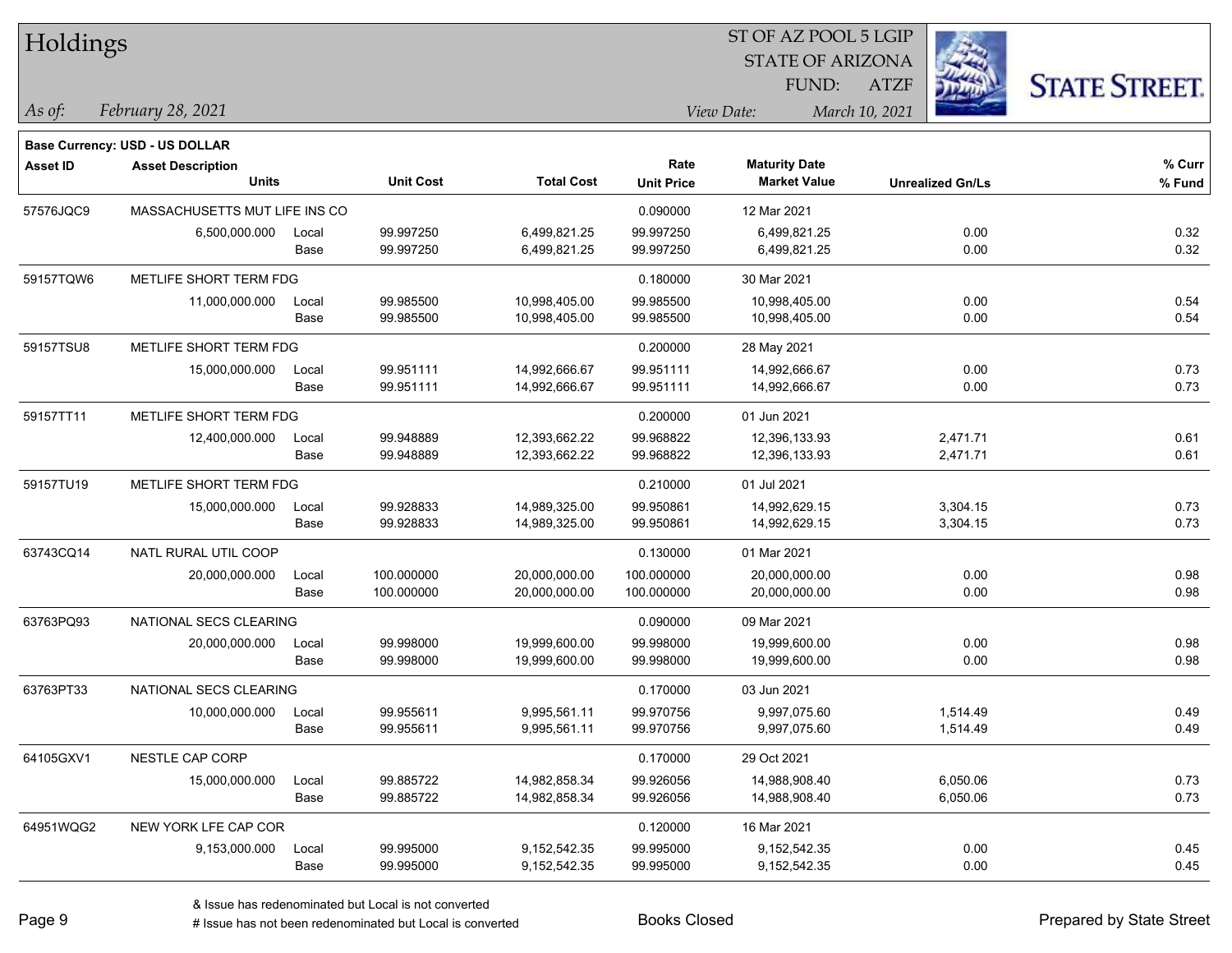# Holdings

ST OF AZ POOL 5 LGIP
STATE OF ARIZONA
FUND: ATZF

*As of:* *February 28, 2021*

*View Date:* *March 10, 2021*

**Base Currency: USD - US DOLLAR**

| Asset ID | Asset Description / Units | | Unit Cost | Total Cost | Rate / Unit Price | Maturity Date / Market Value | Unrealized Gn/Ls | % Curr / % Fund |
|---|---|---|---|---|---|---|---|---|
| 57576JQC9 | MASSACHUSETTS MUT LIFE INS CO | | | | 0.090000 | 12 Mar 2021 | | |
| | 6,500,000.000 | Local | 99.997250 | 6,499,821.25 | 99.997250 | 6,499,821.25 | 0.00 | 0.32 |
| | | Base | 99.997250 | 6,499,821.25 | 99.997250 | 6,499,821.25 | 0.00 | 0.32 |
| 59157TQW6 | METLIFE SHORT TERM FDG | | | | 0.180000 | 30 Mar 2021 | | |
| | 11,000,000.000 | Local | 99.985500 | 10,998,405.00 | 99.985500 | 10,998,405.00 | 0.00 | 0.54 |
| | | Base | 99.985500 | 10,998,405.00 | 99.985500 | 10,998,405.00 | 0.00 | 0.54 |
| 59157TSU8 | METLIFE SHORT TERM FDG | | | | 0.200000 | 28 May 2021 | | |
| | 15,000,000.000 | Local | 99.951111 | 14,992,666.67 | 99.951111 | 14,992,666.67 | 0.00 | 0.73 |
| | | Base | 99.951111 | 14,992,666.67 | 99.951111 | 14,992,666.67 | 0.00 | 0.73 |
| 59157TT11 | METLIFE SHORT TERM FDG | | | | 0.200000 | 01 Jun 2021 | | |
| | 12,400,000.000 | Local | 99.948889 | 12,393,662.22 | 99.968822 | 12,396,133.93 | 2,471.71 | 0.61 |
| | | Base | 99.948889 | 12,393,662.22 | 99.968822 | 12,396,133.93 | 2,471.71 | 0.61 |
| 59157TU19 | METLIFE SHORT TERM FDG | | | | 0.210000 | 01 Jul 2021 | | |
| | 15,000,000.000 | Local | 99.928833 | 14,989,325.00 | 99.950861 | 14,992,629.15 | 3,304.15 | 0.73 |
| | | Base | 99.928833 | 14,989,325.00 | 99.950861 | 14,992,629.15 | 3,304.15 | 0.73 |
| 63743CQ14 | NATL RURAL UTIL COOP | | | | 0.130000 | 01 Mar 2021 | | |
| | 20,000,000.000 | Local | 100.000000 | 20,000,000.00 | 100.000000 | 20,000,000.00 | 0.00 | 0.98 |
| | | Base | 100.000000 | 20,000,000.00 | 100.000000 | 20,000,000.00 | 0.00 | 0.98 |
| 63763PQ93 | NATIONAL SECS CLEARING | | | | 0.090000 | 09 Mar 2021 | | |
| | 20,000,000.000 | Local | 99.998000 | 19,999,600.00 | 99.998000 | 19,999,600.00 | 0.00 | 0.98 |
| | | Base | 99.998000 | 19,999,600.00 | 99.998000 | 19,999,600.00 | 0.00 | 0.98 |
| 63763PT33 | NATIONAL SECS CLEARING | | | | 0.170000 | 03 Jun 2021 | | |
| | 10,000,000.000 | Local | 99.955611 | 9,995,561.11 | 99.970756 | 9,997,075.60 | 1,514.49 | 0.49 |
| | | Base | 99.955611 | 9,995,561.11 | 99.970756 | 9,997,075.60 | 1,514.49 | 0.49 |
| 64105GXV1 | NESTLE CAP CORP | | | | 0.170000 | 29 Oct 2021 | | |
| | 15,000,000.000 | Local | 99.885722 | 14,982,858.34 | 99.926056 | 14,988,908.40 | 6,050.06 | 0.73 |
| | | Base | 99.885722 | 14,982,858.34 | 99.926056 | 14,988,908.40 | 6,050.06 | 0.73 |
| 64951WQG2 | NEW YORK LFE CAP COR | | | | 0.120000 | 16 Mar 2021 | | |
| | 9,153,000.000 | Local | 99.995000 | 9,152,542.35 | 99.995000 | 9,152,542.35 | 0.00 | 0.45 |
| | | Base | 99.995000 | 9,152,542.35 | 99.995000 | 9,152,542.35 | 0.00 | 0.45 |

& Issue has redenominated but Local is not converted
# Issue has not been redenominated but Local is converted

Books Closed

Prepared by State Street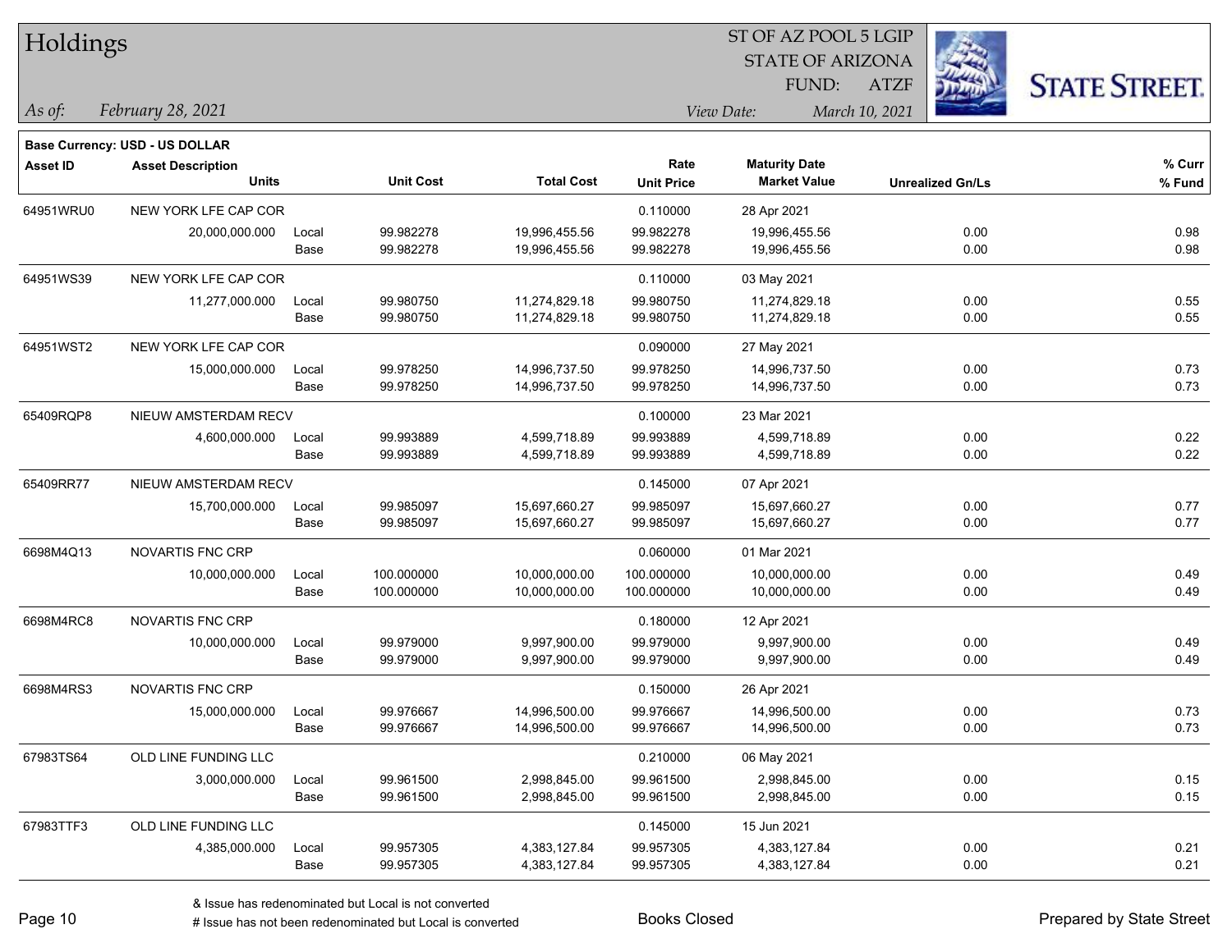# Holdings

ST OF AZ POOL 5 LGIP
STATE OF ARIZONA
FUND: ATZF

*As of:* *February 28, 2021*
*View Date:* *March 10, 2021*

**Base Currency: USD - US DOLLAR**

| Asset ID | Asset Description / Units | | Unit Cost | Total Cost | Rate / Unit Price | Maturity Date / Market Value | Unrealized Gn/Ls | % Curr / % Fund |
|---|---|---|---|---|---|---|---|---|
| 64951WRU0 | NEW YORK LFE CAP COR | | | | 0.110000 | 28 Apr 2021 | | |
| | 20,000,000.000 | Local | 99.982278 | 19,996,455.56 | 99.982278 | 19,996,455.56 | 0.00 | 0.98 |
| | | Base | 99.982278 | 19,996,455.56 | 99.982278 | 19,996,455.56 | 0.00 | 0.98 |
| 64951WS39 | NEW YORK LFE CAP COR | | | | 0.110000 | 03 May 2021 | | |
| | 11,277,000.000 | Local | 99.980750 | 11,274,829.18 | 99.980750 | 11,274,829.18 | 0.00 | 0.55 |
| | | Base | 99.980750 | 11,274,829.18 | 99.980750 | 11,274,829.18 | 0.00 | 0.55 |
| 64951WST2 | NEW YORK LFE CAP COR | | | | 0.090000 | 27 May 2021 | | |
| | 15,000,000.000 | Local | 99.978250 | 14,996,737.50 | 99.978250 | 14,996,737.50 | 0.00 | 0.73 |
| | | Base | 99.978250 | 14,996,737.50 | 99.978250 | 14,996,737.50 | 0.00 | 0.73 |
| 65409RQP8 | NIEUW AMSTERDAM RECV | | | | 0.100000 | 23 Mar 2021 | | |
| | 4,600,000.000 | Local | 99.993889 | 4,599,718.89 | 99.993889 | 4,599,718.89 | 0.00 | 0.22 |
| | | Base | 99.993889 | 4,599,718.89 | 99.993889 | 4,599,718.89 | 0.00 | 0.22 |
| 65409RR77 | NIEUW AMSTERDAM RECV | | | | 0.145000 | 07 Apr 2021 | | |
| | 15,700,000.000 | Local | 99.985097 | 15,697,660.27 | 99.985097 | 15,697,660.27 | 0.00 | 0.77 |
| | | Base | 99.985097 | 15,697,660.27 | 99.985097 | 15,697,660.27 | 0.00 | 0.77 |
| 6698M4Q13 | NOVARTIS FNC CRP | | | | 0.060000 | 01 Mar 2021 | | |
| | 10,000,000.000 | Local | 100.000000 | 10,000,000.00 | 100.000000 | 10,000,000.00 | 0.00 | 0.49 |
| | | Base | 100.000000 | 10,000,000.00 | 100.000000 | 10,000,000.00 | 0.00 | 0.49 |
| 6698M4RC8 | NOVARTIS FNC CRP | | | | 0.180000 | 12 Apr 2021 | | |
| | 10,000,000.000 | Local | 99.979000 | 9,997,900.00 | 99.979000 | 9,997,900.00 | 0.00 | 0.49 |
| | | Base | 99.979000 | 9,997,900.00 | 99.979000 | 9,997,900.00 | 0.00 | 0.49 |
| 6698M4RS3 | NOVARTIS FNC CRP | | | | 0.150000 | 26 Apr 2021 | | |
| | 15,000,000.000 | Local | 99.976667 | 14,996,500.00 | 99.976667 | 14,996,500.00 | 0.00 | 0.73 |
| | | Base | 99.976667 | 14,996,500.00 | 99.976667 | 14,996,500.00 | 0.00 | 0.73 |
| 67983TS64 | OLD LINE FUNDING LLC | | | | 0.210000 | 06 May 2021 | | |
| | 3,000,000.000 | Local | 99.961500 | 2,998,845.00 | 99.961500 | 2,998,845.00 | 0.00 | 0.15 |
| | | Base | 99.961500 | 2,998,845.00 | 99.961500 | 2,998,845.00 | 0.00 | 0.15 |
| 67983TTF3 | OLD LINE FUNDING LLC | | | | 0.145000 | 15 Jun 2021 | | |
| | 4,385,000.000 | Local | 99.957305 | 4,383,127.84 | 99.957305 | 4,383,127.84 | 0.00 | 0.21 |
| | | Base | 99.957305 | 4,383,127.84 | 99.957305 | 4,383,127.84 | 0.00 | 0.21 |

& Issue has redenominated but Local is not converted
# Issue has not been redenominated but Local is converted

Books Closed

Prepared by State Street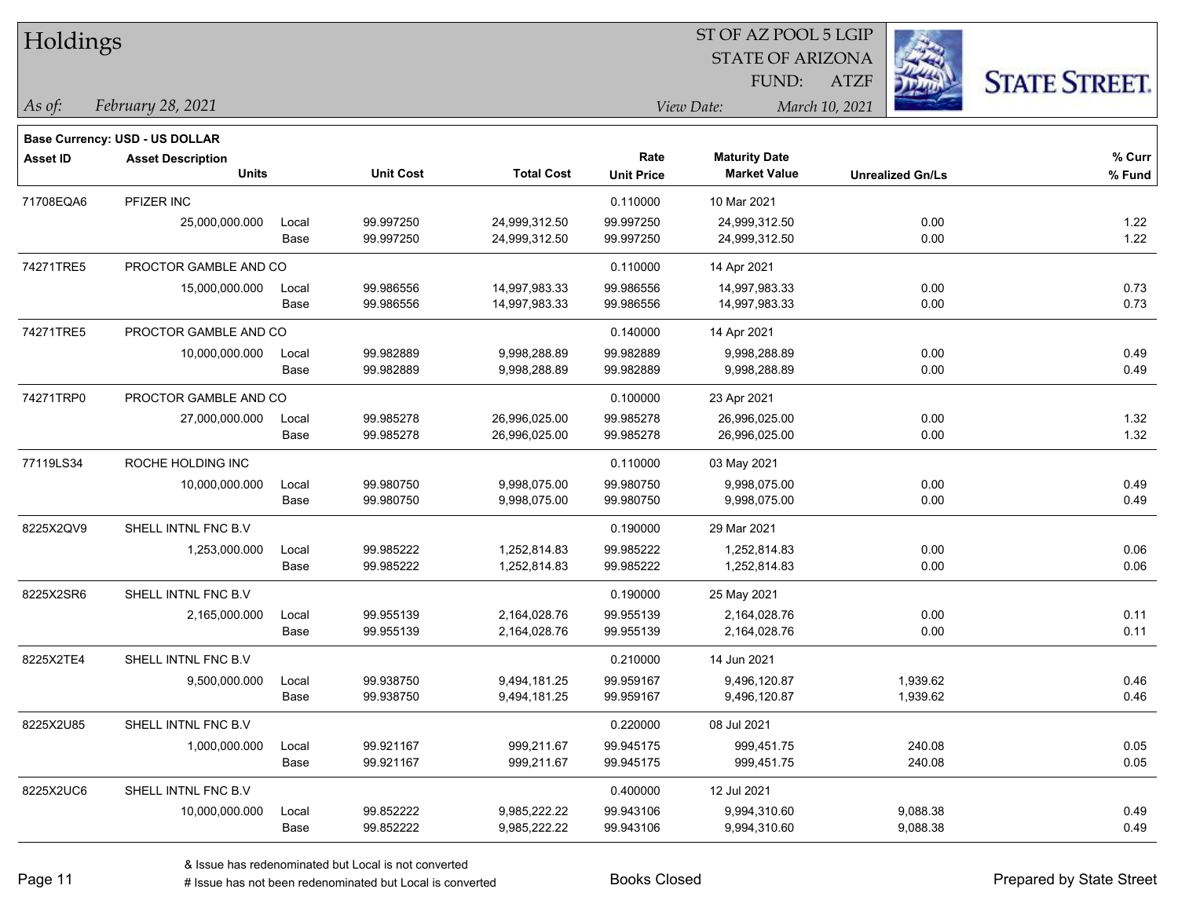# Holdings

ST OF AZ POOL 5 LGIP
STATE OF ARIZONA
FUND: ATZF

*As of: February 28, 2021*

*View Date: March 10, 2021*

**Base Currency: USD - US DOLLAR**

| Asset ID | Asset Description / Units | | Unit Cost | Total Cost | Rate / Unit Price | Maturity Date / Market Value | Unrealized Gn/Ls | % Curr / % Fund |
|---|---|---|---|---|---|---|---|---|
| 71708EQA6 | PFIZER INC | | | | 0.110000 | 10 Mar 2021 | | |
| | 25,000,000.000 | Local | 99.997250 | 24,999,312.50 | 99.997250 | 24,999,312.50 | 0.00 | 1.22 |
| | | Base | 99.997250 | 24,999,312.50 | 99.997250 | 24,999,312.50 | 0.00 | 1.22 |
| 74271TRE5 | PROCTOR GAMBLE AND CO | | | | 0.110000 | 14 Apr 2021 | | |
| | 15,000,000.000 | Local | 99.986556 | 14,997,983.33 | 99.986556 | 14,997,983.33 | 0.00 | 0.73 |
| | | Base | 99.986556 | 14,997,983.33 | 99.986556 | 14,997,983.33 | 0.00 | 0.73 |
| 74271TRE5 | PROCTOR GAMBLE AND CO | | | | 0.140000 | 14 Apr 2021 | | |
| | 10,000,000.000 | Local | 99.982889 | 9,998,288.89 | 99.982889 | 9,998,288.89 | 0.00 | 0.49 |
| | | Base | 99.982889 | 9,998,288.89 | 99.982889 | 9,998,288.89 | 0.00 | 0.49 |
| 74271TRP0 | PROCTOR GAMBLE AND CO | | | | 0.100000 | 23 Apr 2021 | | |
| | 27,000,000.000 | Local | 99.985278 | 26,996,025.00 | 99.985278 | 26,996,025.00 | 0.00 | 1.32 |
| | | Base | 99.985278 | 26,996,025.00 | 99.985278 | 26,996,025.00 | 0.00 | 1.32 |
| 77119LS34 | ROCHE HOLDING INC | | | | 0.110000 | 03 May 2021 | | |
| | 10,000,000.000 | Local | 99.980750 | 9,998,075.00 | 99.980750 | 9,998,075.00 | 0.00 | 0.49 |
| | | Base | 99.980750 | 9,998,075.00 | 99.980750 | 9,998,075.00 | 0.00 | 0.49 |
| 8225X2QV9 | SHELL INTNL FNC B.V | | | | 0.190000 | 29 Mar 2021 | | |
| | 1,253,000.000 | Local | 99.985222 | 1,252,814.83 | 99.985222 | 1,252,814.83 | 0.00 | 0.06 |
| | | Base | 99.985222 | 1,252,814.83 | 99.985222 | 1,252,814.83 | 0.00 | 0.06 |
| 8225X2SR6 | SHELL INTNL FNC B.V | | | | 0.190000 | 25 May 2021 | | |
| | 2,165,000.000 | Local | 99.955139 | 2,164,028.76 | 99.955139 | 2,164,028.76 | 0.00 | 0.11 |
| | | Base | 99.955139 | 2,164,028.76 | 99.955139 | 2,164,028.76 | 0.00 | 0.11 |
| 8225X2TE4 | SHELL INTNL FNC B.V | | | | 0.210000 | 14 Jun 2021 | | |
| | 9,500,000.000 | Local | 99.938750 | 9,494,181.25 | 99.959167 | 9,496,120.87 | 1,939.62 | 0.46 |
| | | Base | 99.938750 | 9,494,181.25 | 99.959167 | 9,496,120.87 | 1,939.62 | 0.46 |
| 8225X2U85 | SHELL INTNL FNC B.V | | | | 0.220000 | 08 Jul 2021 | | |
| | 1,000,000.000 | Local | 99.921167 | 999,211.67 | 99.945175 | 999,451.75 | 240.08 | 0.05 |
| | | Base | 99.921167 | 999,211.67 | 99.945175 | 999,451.75 | 240.08 | 0.05 |
| 8225X2UC6 | SHELL INTNL FNC B.V | | | | 0.400000 | 12 Jul 2021 | | |
| | 10,000,000.000 | Local | 99.852222 | 9,985,222.22 | 99.943106 | 9,994,310.60 | 9,088.38 | 0.49 |
| | | Base | 99.852222 | 9,985,222.22 | 99.943106 | 9,994,310.60 | 9,088.38 | 0.49 |

& Issue has redenominated but Local is not converted

# Issue has not been redenominated but Local is converted

Books Closed

Prepared by State Street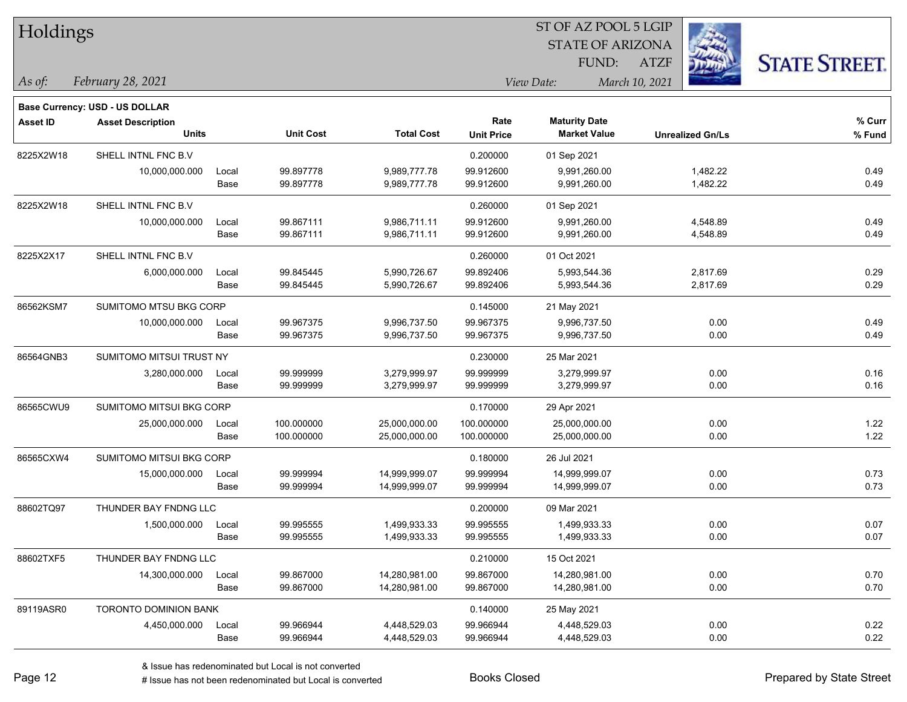# Holdings

ST OF AZ POOL 5 LGIP
STATE OF ARIZONA
FUND: ATZF

*As of:* *February 28, 2021*

*View Date:* *March 10, 2021*

**Base Currency: USD - US DOLLAR**

| Asset ID | Asset Description / Units | | Unit Cost | Total Cost | Rate / Unit Price | Maturity Date / Market Value | Unrealized Gn/Ls | % Curr / % Fund |
|---|---|---|---|---|---|---|---|---|
| 8225X2W18 | SHELL INTNL FNC B.V | | | | 0.200000 | 01 Sep 2021 | | |
| | 10,000,000.000 | Local | 99.897778 | 9,989,777.78 | 99.912600 | 9,991,260.00 | 1,482.22 | 0.49 |
| | | Base | 99.897778 | 9,989,777.78 | 99.912600 | 9,991,260.00 | 1,482.22 | 0.49 |
| 8225X2W18 | SHELL INTNL FNC B.V | | | | 0.260000 | 01 Sep 2021 | | |
| | 10,000,000.000 | Local | 99.867111 | 9,986,711.11 | 99.912600 | 9,991,260.00 | 4,548.89 | 0.49 |
| | | Base | 99.867111 | 9,986,711.11 | 99.912600 | 9,991,260.00 | 4,548.89 | 0.49 |
| 8225X2X17 | SHELL INTNL FNC B.V | | | | 0.260000 | 01 Oct 2021 | | |
| | 6,000,000.000 | Local | 99.845445 | 5,990,726.67 | 99.892406 | 5,993,544.36 | 2,817.69 | 0.29 |
| | | Base | 99.845445 | 5,990,726.67 | 99.892406 | 5,993,544.36 | 2,817.69 | 0.29 |
| 86562KSM7 | SUMITOMO MTSU BKG CORP | | | | 0.145000 | 21 May 2021 | | |
| | 10,000,000.000 | Local | 99.967375 | 9,996,737.50 | 99.967375 | 9,996,737.50 | 0.00 | 0.49 |
| | | Base | 99.967375 | 9,996,737.50 | 99.967375 | 9,996,737.50 | 0.00 | 0.49 |
| 86564GNB3 | SUMITOMO MITSUI TRUST NY | | | | 0.230000 | 25 Mar 2021 | | |
| | 3,280,000.000 | Local | 99.999999 | 3,279,999.97 | 99.999999 | 3,279,999.97 | 0.00 | 0.16 |
| | | Base | 99.999999 | 3,279,999.97 | 99.999999 | 3,279,999.97 | 0.00 | 0.16 |
| 86565CWU9 | SUMITOMO MITSUI BKG CORP | | | | 0.170000 | 29 Apr 2021 | | |
| | 25,000,000.000 | Local | 100.000000 | 25,000,000.00 | 100.000000 | 25,000,000.00 | 0.00 | 1.22 |
| | | Base | 100.000000 | 25,000,000.00 | 100.000000 | 25,000,000.00 | 0.00 | 1.22 |
| 86565CXW4 | SUMITOMO MITSUI BKG CORP | | | | 0.180000 | 26 Jul 2021 | | |
| | 15,000,000.000 | Local | 99.999994 | 14,999,999.07 | 99.999994 | 14,999,999.07 | 0.00 | 0.73 |
| | | Base | 99.999994 | 14,999,999.07 | 99.999994 | 14,999,999.07 | 0.00 | 0.73 |
| 88602TQ97 | THUNDER BAY FNDNG LLC | | | | 0.200000 | 09 Mar 2021 | | |
| | 1,500,000.000 | Local | 99.995555 | 1,499,933.33 | 99.995555 | 1,499,933.33 | 0.00 | 0.07 |
| | | Base | 99.995555 | 1,499,933.33 | 99.995555 | 1,499,933.33 | 0.00 | 0.07 |
| 88602TXF5 | THUNDER BAY FNDNG LLC | | | | 0.210000 | 15 Oct 2021 | | |
| | 14,300,000.000 | Local | 99.867000 | 14,280,981.00 | 99.867000 | 14,280,981.00 | 0.00 | 0.70 |
| | | Base | 99.867000 | 14,280,981.00 | 99.867000 | 14,280,981.00 | 0.00 | 0.70 |
| 89119ASR0 | TORONTO DOMINION BANK | | | | 0.140000 | 25 May 2021 | | |
| | 4,450,000.000 | Local | 99.966944 | 4,448,529.03 | 99.966944 | 4,448,529.03 | 0.00 | 0.22 |
| | | Base | 99.966944 | 4,448,529.03 | 99.966944 | 4,448,529.03 | 0.00 | 0.22 |

& Issue has redenominated but Local is not converted
# Issue has not been redenominated but Local is converted

Books Closed

Prepared by State Street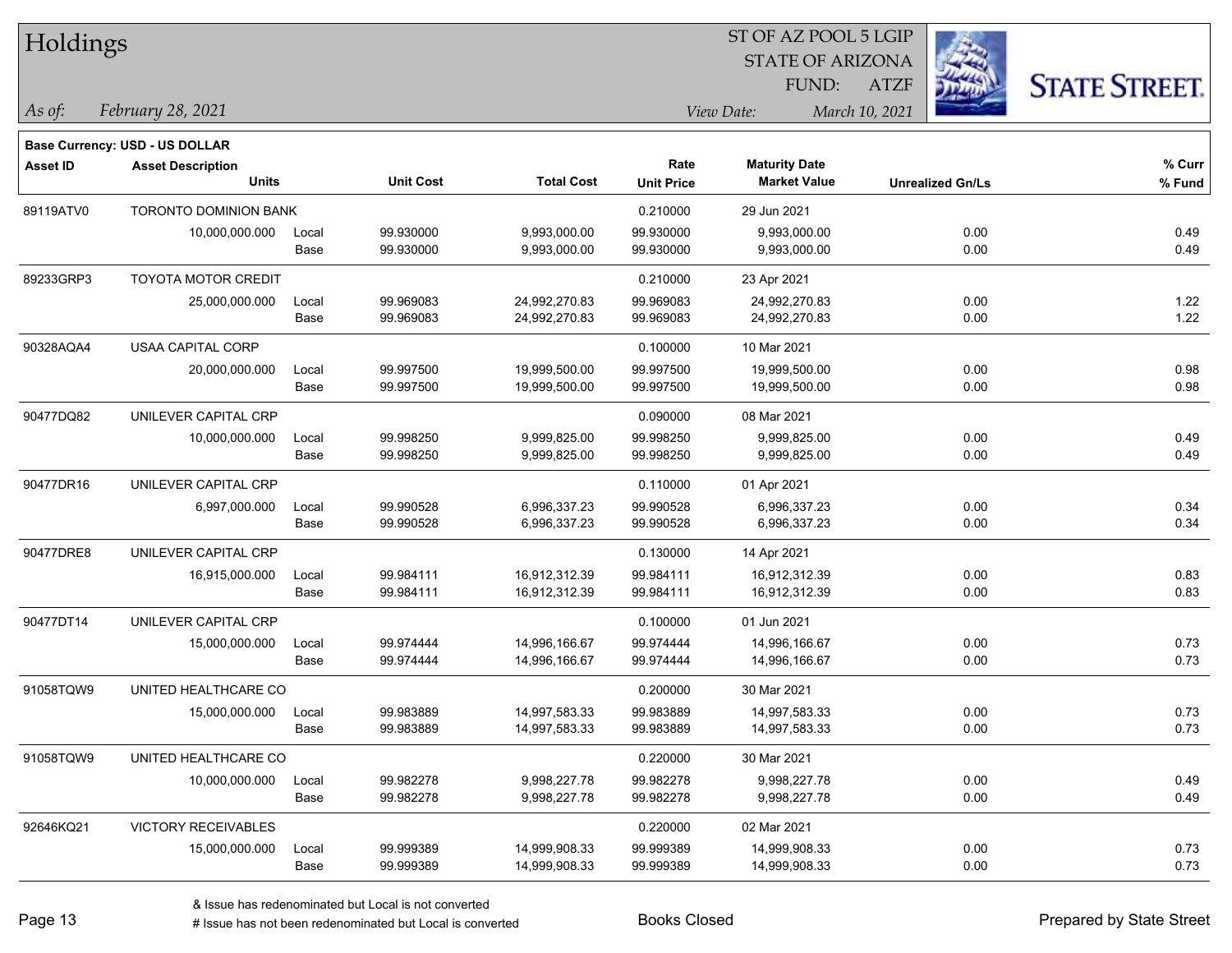# Holdings

ST OF AZ POOL 5 LGIP
STATE OF ARIZONA
FUND: ATZF

*As of: February 28, 2021*

*View Date: March 10, 2021*

**Base Currency: USD - US DOLLAR**

| Asset ID | Asset Description / Units | | Unit Cost | Total Cost | Rate / Unit Price | Maturity Date / Market Value | Unrealized Gn/Ls | % Curr / % Fund |
|---|---|---|---|---|---|---|---|---|
| 89119ATV0 | TORONTO DOMINION BANK | | | | 0.210000 | 29 Jun 2021 | | |
| | 10,000,000.000 | Local | 99.930000 | 9,993,000.00 | 99.930000 | 9,993,000.00 | 0.00 | 0.49 |
| | | Base | 99.930000 | 9,993,000.00 | 99.930000 | 9,993,000.00 | 0.00 | 0.49 |
| 89233GRP3 | TOYOTA MOTOR CREDIT | | | | 0.210000 | 23 Apr 2021 | | |
| | 25,000,000.000 | Local | 99.969083 | 24,992,270.83 | 99.969083 | 24,992,270.83 | 0.00 | 1.22 |
| | | Base | 99.969083 | 24,992,270.83 | 99.969083 | 24,992,270.83 | 0.00 | 1.22 |
| 90328AQA4 | USAA CAPITAL CORP | | | | 0.100000 | 10 Mar 2021 | | |
| | 20,000,000.000 | Local | 99.997500 | 19,999,500.00 | 99.997500 | 19,999,500.00 | 0.00 | 0.98 |
| | | Base | 99.997500 | 19,999,500.00 | 99.997500 | 19,999,500.00 | 0.00 | 0.98 |
| 90477DQ82 | UNILEVER CAPITAL CRP | | | | 0.090000 | 08 Mar 2021 | | |
| | 10,000,000.000 | Local | 99.998250 | 9,999,825.00 | 99.998250 | 9,999,825.00 | 0.00 | 0.49 |
| | | Base | 99.998250 | 9,999,825.00 | 99.998250 | 9,999,825.00 | 0.00 | 0.49 |
| 90477DR16 | UNILEVER CAPITAL CRP | | | | 0.110000 | 01 Apr 2021 | | |
| | 6,997,000.000 | Local | 99.990528 | 6,996,337.23 | 99.990528 | 6,996,337.23 | 0.00 | 0.34 |
| | | Base | 99.990528 | 6,996,337.23 | 99.990528 | 6,996,337.23 | 0.00 | 0.34 |
| 90477DRE8 | UNILEVER CAPITAL CRP | | | | 0.130000 | 14 Apr 2021 | | |
| | 16,915,000.000 | Local | 99.984111 | 16,912,312.39 | 99.984111 | 16,912,312.39 | 0.00 | 0.83 |
| | | Base | 99.984111 | 16,912,312.39 | 99.984111 | 16,912,312.39 | 0.00 | 0.83 |
| 90477DT14 | UNILEVER CAPITAL CRP | | | | 0.100000 | 01 Jun 2021 | | |
| | 15,000,000.000 | Local | 99.974444 | 14,996,166.67 | 99.974444 | 14,996,166.67 | 0.00 | 0.73 |
| | | Base | 99.974444 | 14,996,166.67 | 99.974444 | 14,996,166.67 | 0.00 | 0.73 |
| 91058TQW9 | UNITED HEALTHCARE CO | | | | 0.200000 | 30 Mar 2021 | | |
| | 15,000,000.000 | Local | 99.983889 | 14,997,583.33 | 99.983889 | 14,997,583.33 | 0.00 | 0.73 |
| | | Base | 99.983889 | 14,997,583.33 | 99.983889 | 14,997,583.33 | 0.00 | 0.73 |
| 91058TQW9 | UNITED HEALTHCARE CO | | | | 0.220000 | 30 Mar 2021 | | |
| | 10,000,000.000 | Local | 99.982278 | 9,998,227.78 | 99.982278 | 9,998,227.78 | 0.00 | 0.49 |
| | | Base | 99.982278 | 9,998,227.78 | 99.982278 | 9,998,227.78 | 0.00 | 0.49 |
| 92646KQ21 | VICTORY RECEIVABLES | | | | 0.220000 | 02 Mar 2021 | | |
| | 15,000,000.000 | Local | 99.999389 | 14,999,908.33 | 99.999389 | 14,999,908.33 | 0.00 | 0.73 |
| | | Base | 99.999389 | 14,999,908.33 | 99.999389 | 14,999,908.33 | 0.00 | 0.73 |

& Issue has redenominated but Local is not converted
# Issue has not been redenominated but Local is converted

Books Closed

Prepared by State Street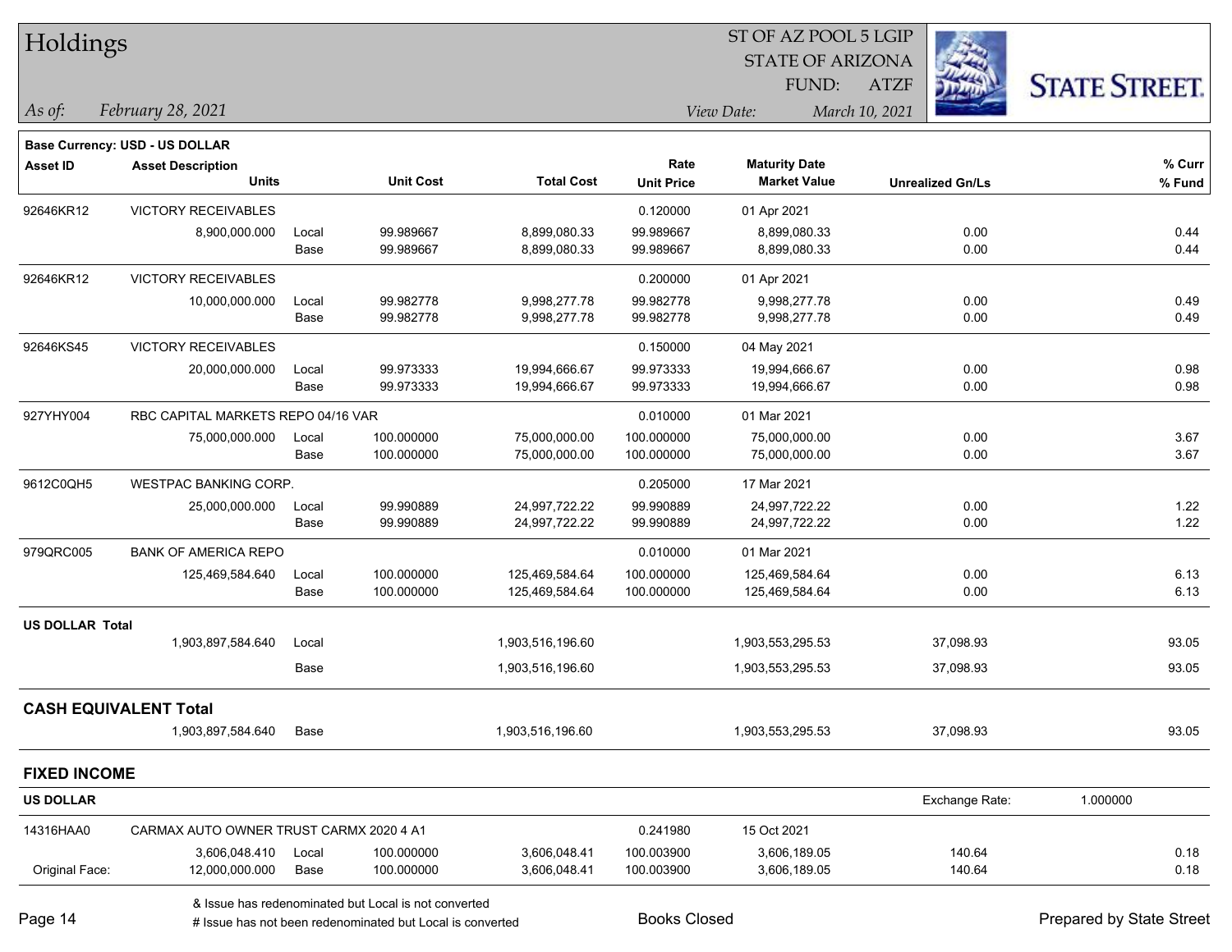# Holdings

ST OF AZ POOL 5 LGIP
STATE OF ARIZONA
FUND: ATZF

*As of:* *February 28, 2021*

*View Date:* *March 10, 2021*

**Base Currency: USD - US DOLLAR**

| Asset ID | Asset Description / Units | | Unit Cost | Total Cost | Rate / Unit Price | Maturity Date / Market Value | Unrealized Gn/Ls | % Curr / % Fund |
|---|---|---|---|---|---|---|---|---|
| 92646KR12 | VICTORY RECEIVABLES | | | | 0.120000 | 01 Apr 2021 | | |
| | 8,900,000.000 | Local | 99.989667 | 8,899,080.33 | 99.989667 | 8,899,080.33 | 0.00 | 0.44 |
| | | Base | 99.989667 | 8,899,080.33 | 99.989667 | 8,899,080.33 | 0.00 | 0.44 |
| 92646KR12 | VICTORY RECEIVABLES | | | | 0.200000 | 01 Apr 2021 | | |
| | 10,000,000.000 | Local | 99.982778 | 9,998,277.78 | 99.982778 | 9,998,277.78 | 0.00 | 0.49 |
| | | Base | 99.982778 | 9,998,277.78 | 99.982778 | 9,998,277.78 | 0.00 | 0.49 |
| 92646KS45 | VICTORY RECEIVABLES | | | | 0.150000 | 04 May 2021 | | |
| | 20,000,000.000 | Local | 99.973333 | 19,994,666.67 | 99.973333 | 19,994,666.67 | 0.00 | 0.98 |
| | | Base | 99.973333 | 19,994,666.67 | 99.973333 | 19,994,666.67 | 0.00 | 0.98 |
| 927YHY004 | RBC CAPITAL MARKETS REPO 04/16 VAR | | | | 0.010000 | 01 Mar 2021 | | |
| | 75,000,000.000 | Local | 100.000000 | 75,000,000.00 | 100.000000 | 75,000,000.00 | 0.00 | 3.67 |
| | | Base | 100.000000 | 75,000,000.00 | 100.000000 | 75,000,000.00 | 0.00 | 3.67 |
| 9612C0QH5 | WESTPAC BANKING CORP. | | | | 0.205000 | 17 Mar 2021 | | |
| | 25,000,000.000 | Local | 99.990889 | 24,997,722.22 | 99.990889 | 24,997,722.22 | 0.00 | 1.22 |
| | | Base | 99.990889 | 24,997,722.22 | 99.990889 | 24,997,722.22 | 0.00 | 1.22 |
| 979QRC005 | BANK OF AMERICA REPO | | | | 0.010000 | 01 Mar 2021 | | |
| | 125,469,584.640 | Local | 100.000000 | 125,469,584.64 | 100.000000 | 125,469,584.64 | 0.00 | 6.13 |
| | | Base | 100.000000 | 125,469,584.64 | 100.000000 | 125,469,584.64 | 0.00 | 6.13 |
| **US DOLLAR Total** | | | | | | | | |
| | 1,903,897,584.640 | Local | | 1,903,516,196.60 | | 1,903,553,295.53 | 37,098.93 | 93.05 |
| | | Base | | 1,903,516,196.60 | | 1,903,553,295.53 | 37,098.93 | 93.05 |
| **CASH EQUIVALENT Total** | | | | | | | | |
| | 1,903,897,584.640 | Base | | 1,903,516,196.60 | | 1,903,553,295.53 | 37,098.93 | 93.05 |

## FIXED INCOME

**US DOLLAR** — Exchange Rate: 1.000000

| Asset ID | Asset Description / Units | | Unit Cost | Total Cost | Rate / Unit Price | Maturity Date / Market Value | Unrealized Gn/Ls | % Curr / % Fund |
|---|---|---|---|---|---|---|---|---|
| 14316HAA0 | CARMAX AUTO OWNER TRUST CARMX 2020 4 A1 | | | | 0.241980 | 15 Oct 2021 | | |
| | 3,606,048.410 | Local | 100.000000 | 3,606,048.41 | 100.003900 | 3,606,189.05 | 140.64 | 0.18 |
| Original Face: | 12,000,000.000 | Base | 100.000000 | 3,606,048.41 | 100.003900 | 3,606,189.05 | 140.64 | 0.18 |

& Issue has redenominated but Local is not converted
# Issue has not been redenominated but Local is converted

Books Closed

Prepared by State Street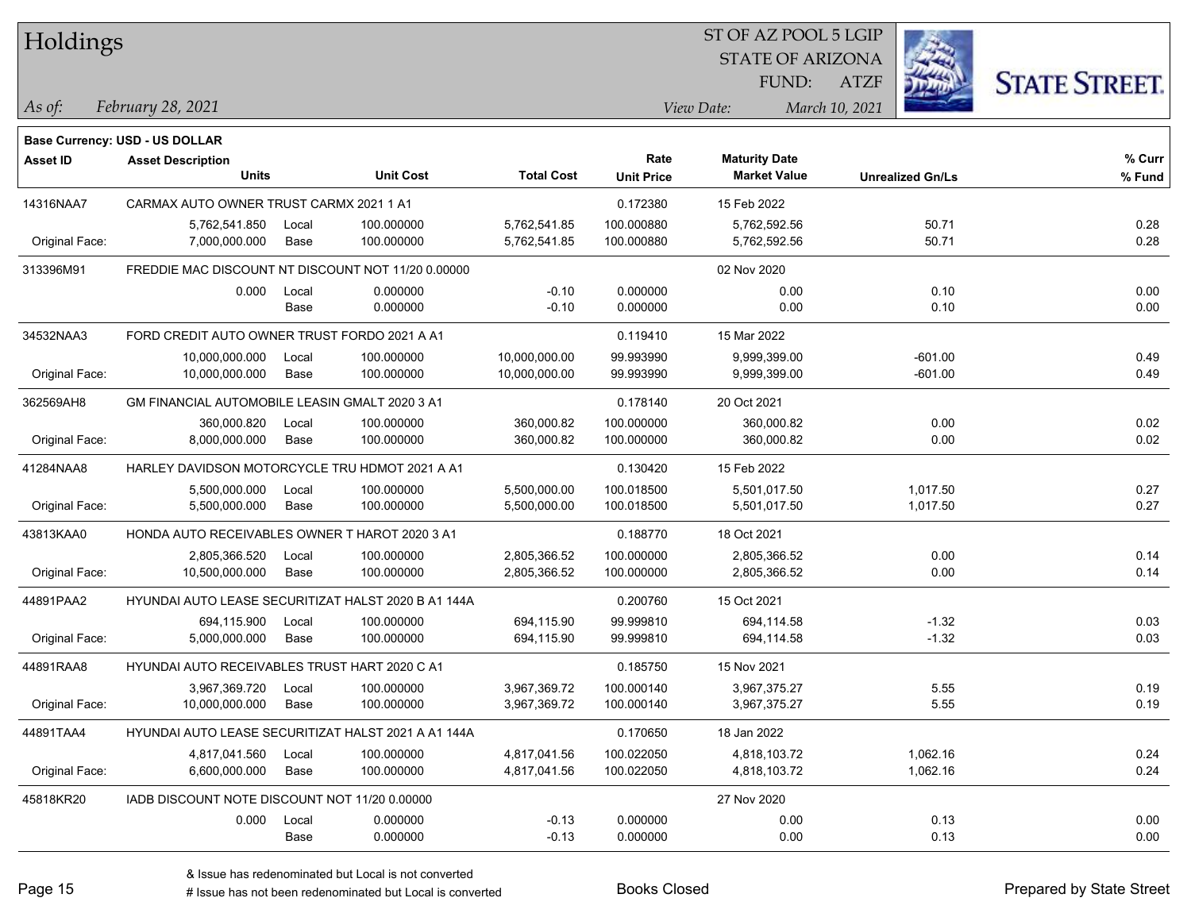# Holdings

ST OF AZ POOL 5 LGIP
STATE OF ARIZONA
FUND: ATZF

*As of:* *February 28, 2021*
*View Date:* *March 10, 2021*

**Base Currency: USD - US DOLLAR**

| Asset ID | Asset Description / Units | | Unit Cost | Total Cost | Rate / Unit Price | Maturity Date / Market Value | Unrealized Gn/Ls | % Curr / % Fund |
|---|---|---|---|---|---|---|---|---|
| 14316NAA7 | CARMAX AUTO OWNER TRUST CARMX 2021 1 A1 | | | | 0.172380 | 15 Feb 2022 | | |
| | 5,762,541.850 | Local | 100.000000 | 5,762,541.85 | 100.000880 | 5,762,592.56 | 50.71 | 0.28 |
| Original Face: | 7,000,000.000 | Base | 100.000000 | 5,762,541.85 | 100.000880 | 5,762,592.56 | 50.71 | 0.28 |
| 313396M91 | FREDDIE MAC DISCOUNT NT DISCOUNT NOT 11/20 0.00000 | | | | | 02 Nov 2020 | | |
| | 0.000 | Local | 0.000000 | -0.10 | 0.000000 | 0.00 | 0.10 | 0.00 |
| | | Base | 0.000000 | -0.10 | 0.000000 | 0.00 | 0.10 | 0.00 |
| 34532NAA3 | FORD CREDIT AUTO OWNER TRUST FORDO 2021 A A1 | | | | 0.119410 | 15 Mar 2022 | | |
| | 10,000,000.000 | Local | 100.000000 | 10,000,000.00 | 99.993990 | 9,999,399.00 | -601.00 | 0.49 |
| Original Face: | 10,000,000.000 | Base | 100.000000 | 10,000,000.00 | 99.993990 | 9,999,399.00 | -601.00 | 0.49 |
| 362569AH8 | GM FINANCIAL AUTOMOBILE LEASIN GMALT 2020 3 A1 | | | | 0.178140 | 20 Oct 2021 | | |
| | 360,000.820 | Local | 100.000000 | 360,000.82 | 100.000000 | 360,000.82 | 0.00 | 0.02 |
| Original Face: | 8,000,000.000 | Base | 100.000000 | 360,000.82 | 100.000000 | 360,000.82 | 0.00 | 0.02 |
| 41284NAA8 | HARLEY DAVIDSON MOTORCYCLE TRU HDMOT 2021 A A1 | | | | 0.130420 | 15 Feb 2022 | | |
| | 5,500,000.000 | Local | 100.000000 | 5,500,000.00 | 100.018500 | 5,501,017.50 | 1,017.50 | 0.27 |
| Original Face: | 5,500,000.000 | Base | 100.000000 | 5,500,000.00 | 100.018500 | 5,501,017.50 | 1,017.50 | 0.27 |
| 43813KAA0 | HONDA AUTO RECEIVABLES OWNER T HAROT 2020 3 A1 | | | | 0.188770 | 18 Oct 2021 | | |
| | 2,805,366.520 | Local | 100.000000 | 2,805,366.52 | 100.000000 | 2,805,366.52 | 0.00 | 0.14 |
| Original Face: | 10,500,000.000 | Base | 100.000000 | 2,805,366.52 | 100.000000 | 2,805,366.52 | 0.00 | 0.14 |
| 44891PAA2 | HYUNDAI AUTO LEASE SECURITIZAT HALST 2020 B A1 144A | | | | 0.200760 | 15 Oct 2021 | | |
| | 694,115.900 | Local | 100.000000 | 694,115.90 | 99.999810 | 694,114.58 | -1.32 | 0.03 |
| Original Face: | 5,000,000.000 | Base | 100.000000 | 694,115.90 | 99.999810 | 694,114.58 | -1.32 | 0.03 |
| 44891RAA8 | HYUNDAI AUTO RECEIVABLES TRUST HART 2020 C A1 | | | | 0.185750 | 15 Nov 2021 | | |
| | 3,967,369.720 | Local | 100.000000 | 3,967,369.72 | 100.000140 | 3,967,375.27 | 5.55 | 0.19 |
| Original Face: | 10,000,000.000 | Base | 100.000000 | 3,967,369.72 | 100.000140 | 3,967,375.27 | 5.55 | 0.19 |
| 44891TAA4 | HYUNDAI AUTO LEASE SECURITIZAT HALST 2021 A A1 144A | | | | 0.170650 | 18 Jan 2022 | | |
| | 4,817,041.560 | Local | 100.000000 | 4,817,041.56 | 100.022050 | 4,818,103.72 | 1,062.16 | 0.24 |
| Original Face: | 6,600,000.000 | Base | 100.000000 | 4,817,041.56 | 100.022050 | 4,818,103.72 | 1,062.16 | 0.24 |
| 45818KR20 | IADB DISCOUNT NOTE DISCOUNT NOT 11/20 0.00000 | | | | | 27 Nov 2020 | | |
| | 0.000 | Local | 0.000000 | -0.13 | 0.000000 | 0.00 | 0.13 | 0.00 |
| | | Base | 0.000000 | -0.13 | 0.000000 | 0.00 | 0.13 | 0.00 |

& Issue has redenominated but Local is not converted
# Issue has not been redenominated but Local is converted

Books Closed

Prepared by State Street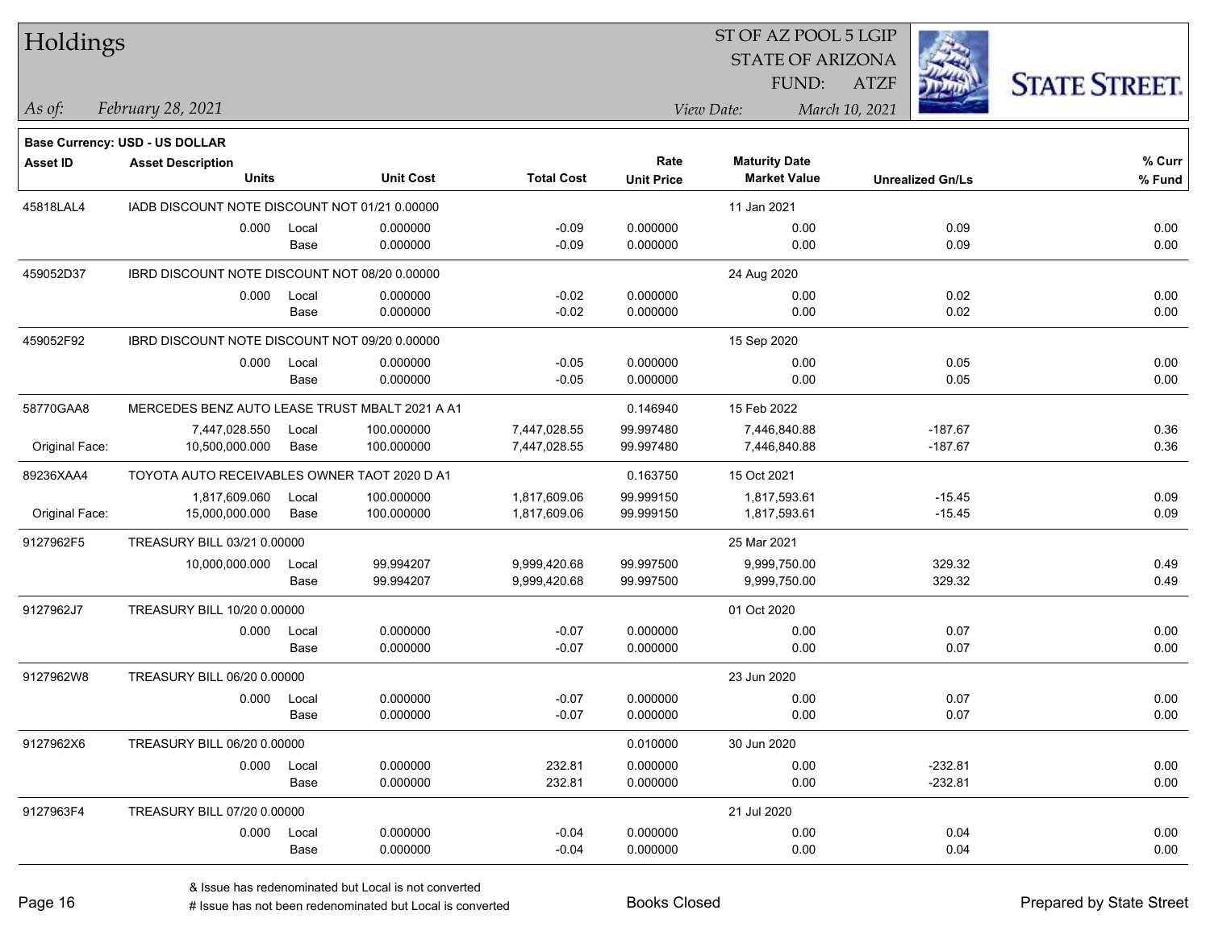# Holdings

ST OF AZ POOL 5 LGIP
STATE OF ARIZONA
FUND: ATZF

*As of:* *February 28, 2021*
*View Date:* *March 10, 2021*

**Base Currency: USD - US DOLLAR**

| Asset ID | Asset Description / Units | | Unit Cost | Total Cost | Rate / Unit Price | Maturity Date / Market Value | Unrealized Gn/Ls | % Curr / % Fund |
|---|---|---|---|---|---|---|---|---|
| 45818LAL4 | IADB DISCOUNT NOTE DISCOUNT NOT 01/21 0.00000 | | | | | 11 Jan 2021 | | |
| | 0.000 | Local | 0.000000 | -0.09 | 0.000000 | 0.00 | 0.09 | 0.00 |
| | | Base | 0.000000 | -0.09 | 0.000000 | 0.00 | 0.09 | 0.00 |
| 459052D37 | IBRD DISCOUNT NOTE DISCOUNT NOT 08/20 0.00000 | | | | | 24 Aug 2020 | | |
| | 0.000 | Local | 0.000000 | -0.02 | 0.000000 | 0.00 | 0.02 | 0.00 |
| | | Base | 0.000000 | -0.02 | 0.000000 | 0.00 | 0.02 | 0.00 |
| 459052F92 | IBRD DISCOUNT NOTE DISCOUNT NOT 09/20 0.00000 | | | | | 15 Sep 2020 | | |
| | 0.000 | Local | 0.000000 | -0.05 | 0.000000 | 0.00 | 0.05 | 0.00 |
| | | Base | 0.000000 | -0.05 | 0.000000 | 0.00 | 0.05 | 0.00 |
| 58770GAA8 | MERCEDES BENZ AUTO LEASE TRUST MBALT 2021 A A1 | | | | 0.146940 | 15 Feb 2022 | | |
| | 7,447,028.550 | Local | 100.000000 | 7,447,028.55 | 99.997480 | 7,446,840.88 | -187.67 | 0.36 |
| Original Face: | 10,500,000.000 | Base | 100.000000 | 7,447,028.55 | 99.997480 | 7,446,840.88 | -187.67 | 0.36 |
| 89236XAA4 | TOYOTA AUTO RECEIVABLES OWNER TAOT 2020 D A1 | | | | 0.163750 | 15 Oct 2021 | | |
| | 1,817,609.060 | Local | 100.000000 | 1,817,609.06 | 99.999150 | 1,817,593.61 | -15.45 | 0.09 |
| Original Face: | 15,000,000.000 | Base | 100.000000 | 1,817,609.06 | 99.999150 | 1,817,593.61 | -15.45 | 0.09 |
| 9127962F5 | TREASURY BILL 03/21 0.00000 | | | | | 25 Mar 2021 | | |
| | 10,000,000.000 | Local | 99.994207 | 9,999,420.68 | 99.997500 | 9,999,750.00 | 329.32 | 0.49 |
| | | Base | 99.994207 | 9,999,420.68 | 99.997500 | 9,999,750.00 | 329.32 | 0.49 |
| 9127962J7 | TREASURY BILL 10/20 0.00000 | | | | | 01 Oct 2020 | | |
| | 0.000 | Local | 0.000000 | -0.07 | 0.000000 | 0.00 | 0.07 | 0.00 |
| | | Base | 0.000000 | -0.07 | 0.000000 | 0.00 | 0.07 | 0.00 |
| 9127962W8 | TREASURY BILL 06/20 0.00000 | | | | | 23 Jun 2020 | | |
| | 0.000 | Local | 0.000000 | -0.07 | 0.000000 | 0.00 | 0.07 | 0.00 |
| | | Base | 0.000000 | -0.07 | 0.000000 | 0.00 | 0.07 | 0.00 |
| 9127962X6 | TREASURY BILL 06/20 0.00000 | | | | 0.010000 | 30 Jun 2020 | | |
| | 0.000 | Local | 0.000000 | 232.81 | 0.000000 | 0.00 | -232.81 | 0.00 |
| | | Base | 0.000000 | 232.81 | 0.000000 | 0.00 | -232.81 | 0.00 |
| 9127963F4 | TREASURY BILL 07/20 0.00000 | | | | | 21 Jul 2020 | | |
| | 0.000 | Local | 0.000000 | -0.04 | 0.000000 | 0.00 | 0.04 | 0.00 |
| | | Base | 0.000000 | -0.04 | 0.000000 | 0.00 | 0.04 | 0.00 |

& Issue has redenominated but Local is not converted
# Issue has not been redenominated but Local is converted

Books Closed

Prepared by State Street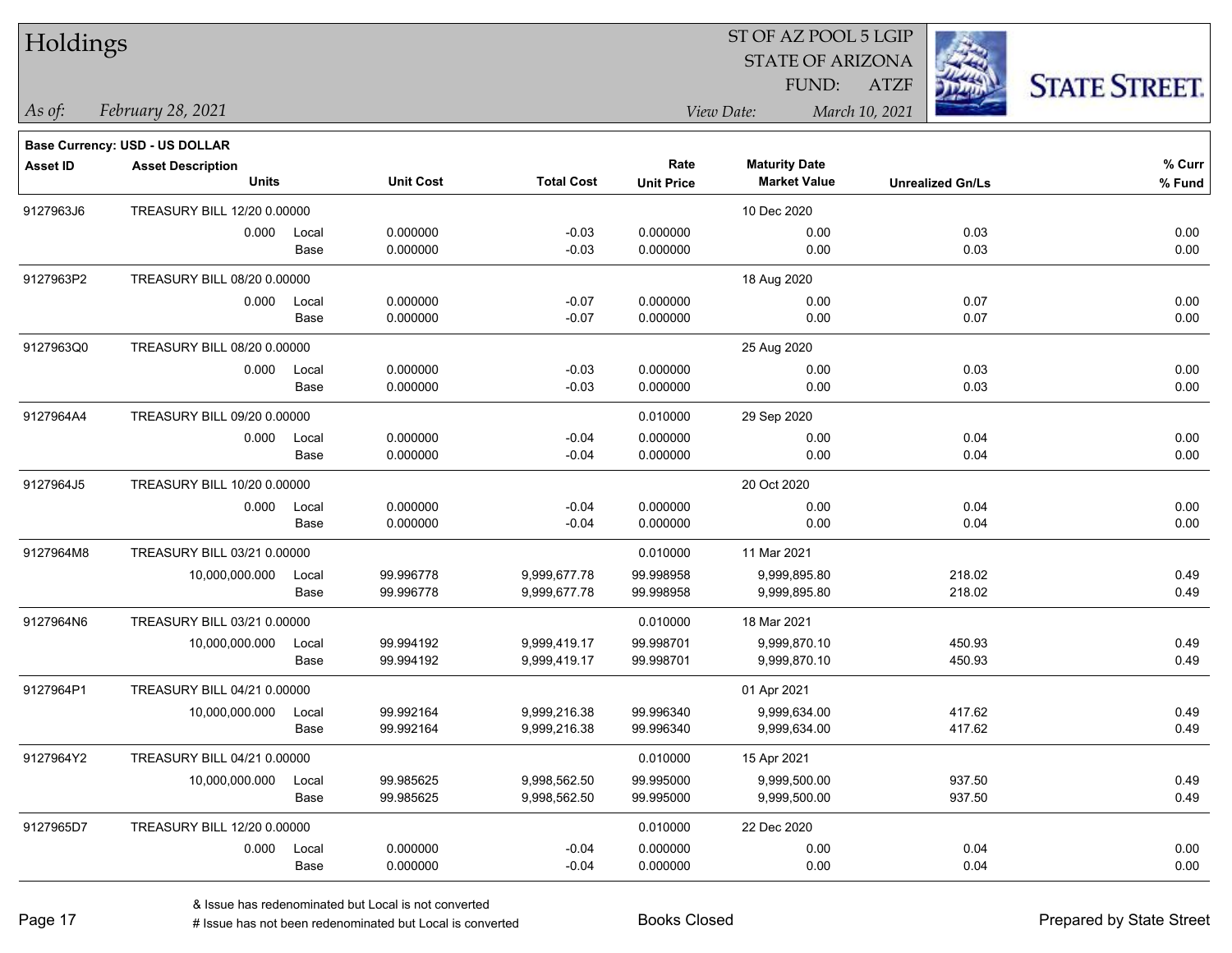# Holdings

ST OF AZ POOL 5 LGIP
STATE OF ARIZONA
FUND: ATZF

*As of:* *February 28, 2021*
*View Date:* *March 10, 2021*

**Base Currency: USD - US DOLLAR**

| Asset ID | Asset Description / Units | | Unit Cost | Total Cost | Rate / Unit Price | Maturity Date / Market Value | Unrealized Gn/Ls | % Curr / % Fund |
|---|---|---|---|---|---|---|---|---|
| 9127963J6 | TREASURY BILL 12/20 0.00000 | | | | | 10 Dec 2020 | | |
| | 0.000 | Local | 0.000000 | -0.03 | 0.000000 | 0.00 | 0.03 | 0.00 |
| | | Base | 0.000000 | -0.03 | 0.000000 | 0.00 | 0.03 | 0.00 |
| 9127963P2 | TREASURY BILL 08/20 0.00000 | | | | | 18 Aug 2020 | | |
| | 0.000 | Local | 0.000000 | -0.07 | 0.000000 | 0.00 | 0.07 | 0.00 |
| | | Base | 0.000000 | -0.07 | 0.000000 | 0.00 | 0.07 | 0.00 |
| 9127963Q0 | TREASURY BILL 08/20 0.00000 | | | | | 25 Aug 2020 | | |
| | 0.000 | Local | 0.000000 | -0.03 | 0.000000 | 0.00 | 0.03 | 0.00 |
| | | Base | 0.000000 | -0.03 | 0.000000 | 0.00 | 0.03 | 0.00 |
| 9127964A4 | TREASURY BILL 09/20 0.00000 | | | | 0.010000 | 29 Sep 2020 | | |
| | 0.000 | Local | 0.000000 | -0.04 | 0.000000 | 0.00 | 0.04 | 0.00 |
| | | Base | 0.000000 | -0.04 | 0.000000 | 0.00 | 0.04 | 0.00 |
| 9127964J5 | TREASURY BILL 10/20 0.00000 | | | | | 20 Oct 2020 | | |
| | 0.000 | Local | 0.000000 | -0.04 | 0.000000 | 0.00 | 0.04 | 0.00 |
| | | Base | 0.000000 | -0.04 | 0.000000 | 0.00 | 0.04 | 0.00 |
| 9127964M8 | TREASURY BILL 03/21 0.00000 | | | | 0.010000 | 11 Mar 2021 | | |
| | 10,000,000.000 | Local | 99.996778 | 9,999,677.78 | 99.998958 | 9,999,895.80 | 218.02 | 0.49 |
| | | Base | 99.996778 | 9,999,677.78 | 99.998958 | 9,999,895.80 | 218.02 | 0.49 |
| 9127964N6 | TREASURY BILL 03/21 0.00000 | | | | 0.010000 | 18 Mar 2021 | | |
| | 10,000,000.000 | Local | 99.994192 | 9,999,419.17 | 99.998701 | 9,999,870.10 | 450.93 | 0.49 |
| | | Base | 99.994192 | 9,999,419.17 | 99.998701 | 9,999,870.10 | 450.93 | 0.49 |
| 9127964P1 | TREASURY BILL 04/21 0.00000 | | | | | 01 Apr 2021 | | |
| | 10,000,000.000 | Local | 99.992164 | 9,999,216.38 | 99.996340 | 9,999,634.00 | 417.62 | 0.49 |
| | | Base | 99.992164 | 9,999,216.38 | 99.996340 | 9,999,634.00 | 417.62 | 0.49 |
| 9127964Y2 | TREASURY BILL 04/21 0.00000 | | | | 0.010000 | 15 Apr 2021 | | |
| | 10,000,000.000 | Local | 99.985625 | 9,998,562.50 | 99.995000 | 9,999,500.00 | 937.50 | 0.49 |
| | | Base | 99.985625 | 9,998,562.50 | 99.995000 | 9,999,500.00 | 937.50 | 0.49 |
| 9127965D7 | TREASURY BILL 12/20 0.00000 | | | | 0.010000 | 22 Dec 2020 | | |
| | 0.000 | Local | 0.000000 | -0.04 | 0.000000 | 0.00 | 0.04 | 0.00 |
| | | Base | 0.000000 | -0.04 | 0.000000 | 0.00 | 0.04 | 0.00 |

& Issue has redenominated but Local is not converted
# Issue has not been redenominated but Local is converted

Books Closed

Prepared by State Street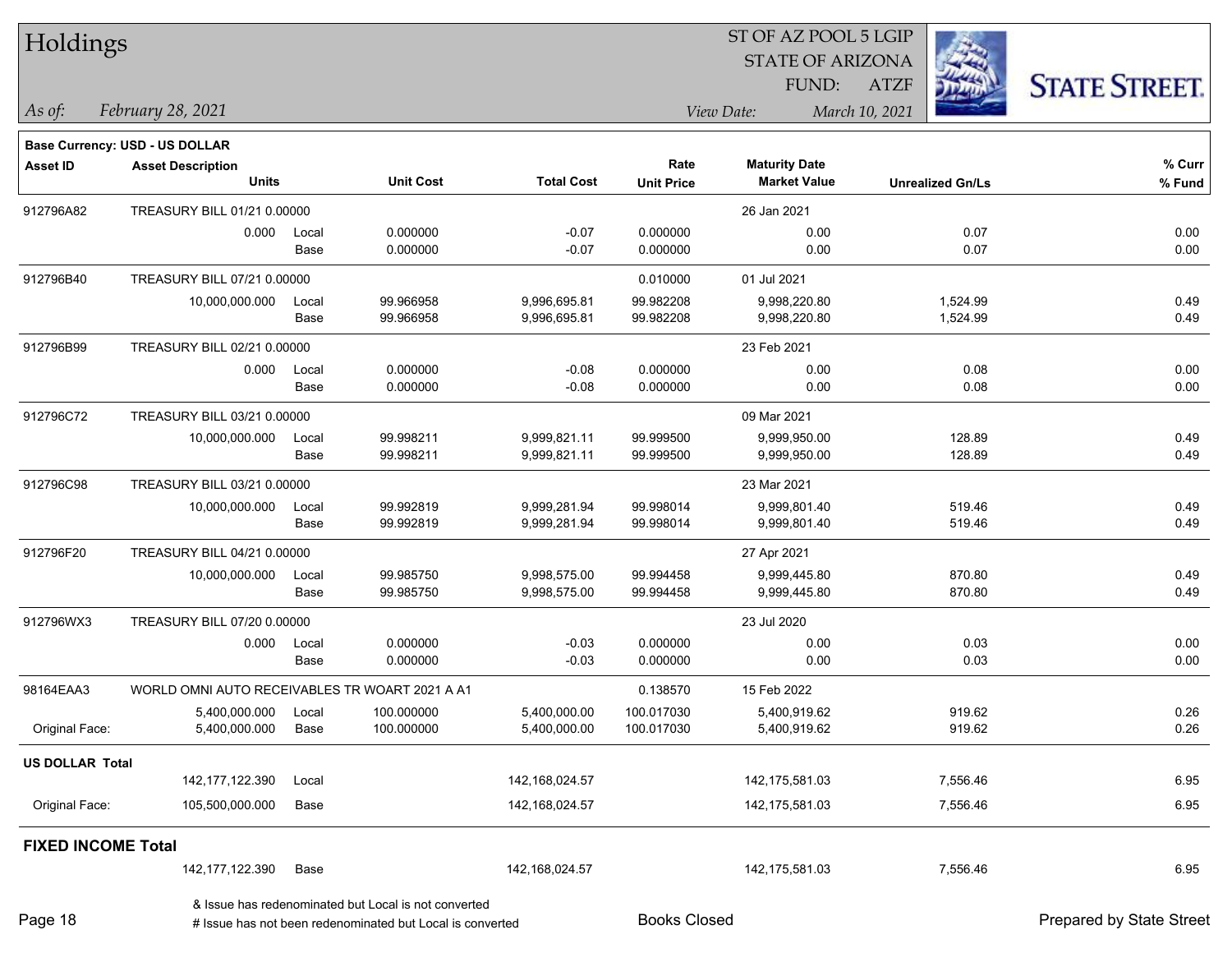# Holdings

ST OF AZ POOL 5 LGIP
STATE OF ARIZONA
FUND: ATZF

*As of: February 28, 2021* — *View Date: March 10, 2021*

STATE STREET.

**Base Currency: USD - US DOLLAR**

| Asset ID | Asset Description / Units | | Unit Cost | Total Cost | Rate / Unit Price | Maturity Date / Market Value | Unrealized Gn/Ls | % Curr / % Fund |
|---|---|---|---|---|---|---|---|---|
| 912796A82 | TREASURY BILL 01/21 0.00000 | | | | | 26 Jan 2021 | | |
| | 0.000 | Local | 0.000000 | -0.07 | 0.000000 | 0.00 | 0.07 | 0.00 |
| | | Base | 0.000000 | -0.07 | 0.000000 | 0.00 | 0.07 | 0.00 |
| 912796B40 | TREASURY BILL 07/21 0.00000 | | | | 0.010000 | 01 Jul 2021 | | |
| | 10,000,000.000 | Local | 99.966958 | 9,996,695.81 | 99.982208 | 9,998,220.80 | 1,524.99 | 0.49 |
| | | Base | 99.966958 | 9,996,695.81 | 99.982208 | 9,998,220.80 | 1,524.99 | 0.49 |
| 912796B99 | TREASURY BILL 02/21 0.00000 | | | | | 23 Feb 2021 | | |
| | 0.000 | Local | 0.000000 | -0.08 | 0.000000 | 0.00 | 0.08 | 0.00 |
| | | Base | 0.000000 | -0.08 | 0.000000 | 0.00 | 0.08 | 0.00 |
| 912796C72 | TREASURY BILL 03/21 0.00000 | | | | | 09 Mar 2021 | | |
| | 10,000,000.000 | Local | 99.998211 | 9,999,821.11 | 99.999500 | 9,999,950.00 | 128.89 | 0.49 |
| | | Base | 99.998211 | 9,999,821.11 | 99.999500 | 9,999,950.00 | 128.89 | 0.49 |
| 912796C98 | TREASURY BILL 03/21 0.00000 | | | | | 23 Mar 2021 | | |
| | 10,000,000.000 | Local | 99.992819 | 9,999,281.94 | 99.998014 | 9,999,801.40 | 519.46 | 0.49 |
| | | Base | 99.992819 | 9,999,281.94 | 99.998014 | 9,999,801.40 | 519.46 | 0.49 |
| 912796F20 | TREASURY BILL 04/21 0.00000 | | | | | 27 Apr 2021 | | |
| | 10,000,000.000 | Local | 99.985750 | 9,998,575.00 | 99.994458 | 9,999,445.80 | 870.80 | 0.49 |
| | | Base | 99.985750 | 9,998,575.00 | 99.994458 | 9,999,445.80 | 870.80 | 0.49 |
| 912796WX3 | TREASURY BILL 07/20 0.00000 | | | | | 23 Jul 2020 | | |
| | 0.000 | Local | 0.000000 | -0.03 | 0.000000 | 0.00 | 0.03 | 0.00 |
| | | Base | 0.000000 | -0.03 | 0.000000 | 0.00 | 0.03 | 0.00 |
| 98164EAA3 | WORLD OMNI AUTO RECEIVABLES TR WOART 2021 A A1 | | | | 0.138570 | 15 Feb 2022 | | |
| | 5,400,000.000 | Local | 100.000000 | 5,400,000.00 | 100.017030 | 5,400,919.62 | 919.62 | 0.26 |
| Original Face: | 5,400,000.000 | Base | 100.000000 | 5,400,000.00 | 100.017030 | 5,400,919.62 | 919.62 | 0.26 |
| **US DOLLAR Total** | | | | | | | | |
| | 142,177,122.390 | Local | | 142,168,024.57 | | 142,175,581.03 | 7,556.46 | 6.95 |
| Original Face: | 105,500,000.000 | Base | | 142,168,024.57 | | 142,175,581.03 | 7,556.46 | 6.95 |
| **FIXED INCOME Total** | | | | | | | | |
| | 142,177,122.390 | Base | | 142,168,024.57 | | 142,175,581.03 | 7,556.46 | 6.95 |

& Issue has redenominated but Local is not converted
# Issue has not been redenominated but Local is converted

Books Closed

Prepared by State Street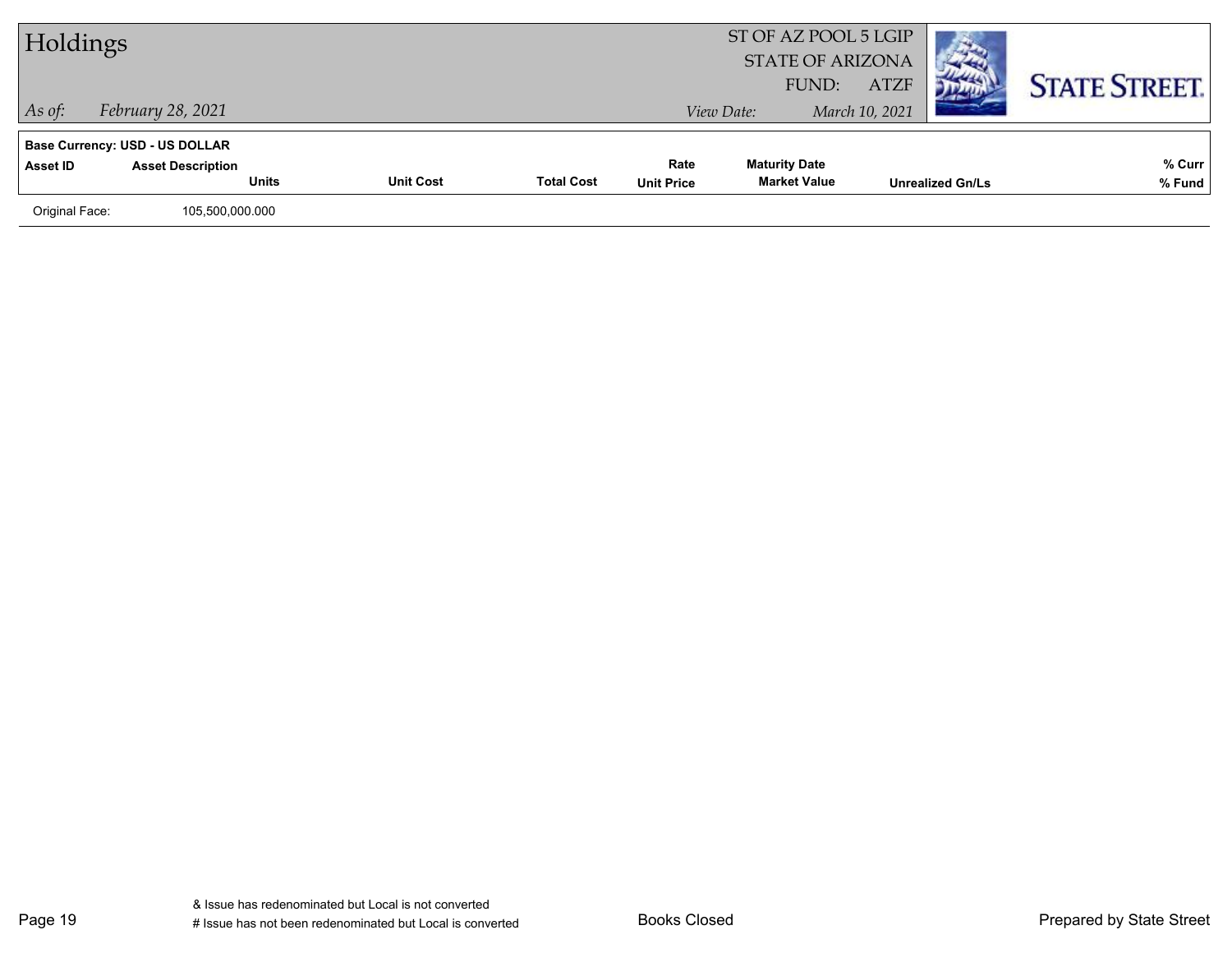# Holdings

ST OF AZ POOL 5 LGIP
STATE OF ARIZONA
FUND: ATZF

*As of:* *February 28, 2021* *View Date:* *March 10, 2021*

**Base Currency: USD - US DOLLAR**

| Asset ID | Asset Description / Units | Unit Cost | Total Cost | Rate / Unit Price | Maturity Date / Market Value | Unrealized Gn/Ls | % Curr / % Fund |
|---|---|---|---|---|---|---|---|
| Original Face: | 105,500,000.000 | | | | | | |

& Issue has redenominated but Local is not converted
# Issue has not been redenominated but Local is converted

Books Closed

Prepared by State Street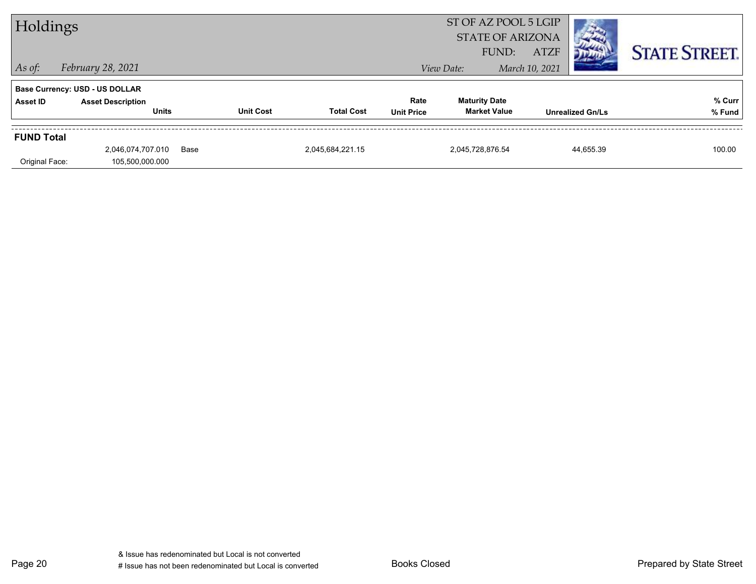# Holdings

ST OF AZ POOL 5 LGIP
STATE OF ARIZONA
FUND: ATZF

*As of:* *February 28, 2021*

*View Date:* *March 10, 2021*

**Base Currency: USD - US DOLLAR**

| Asset ID | Asset Description / Units | | Unit Cost | Total Cost | Rate / Unit Price | Maturity Date / Market Value | Unrealized Gn/Ls | % Curr / % Fund |
|---|---|---|---|---|---|---|---|---|
| **FUND Total** | | | | | | | | |
| | 2,046,074,707.010 | Base | | 2,045,684,221.15 | | 2,045,728,876.54 | 44,655.39 | 100.00 |
| Original Face: | 105,500,000.000 | | | | | | | |

& Issue has redenominated but Local is not converted
# Issue has not been redenominated but Local is converted

Books Closed

Prepared by State Street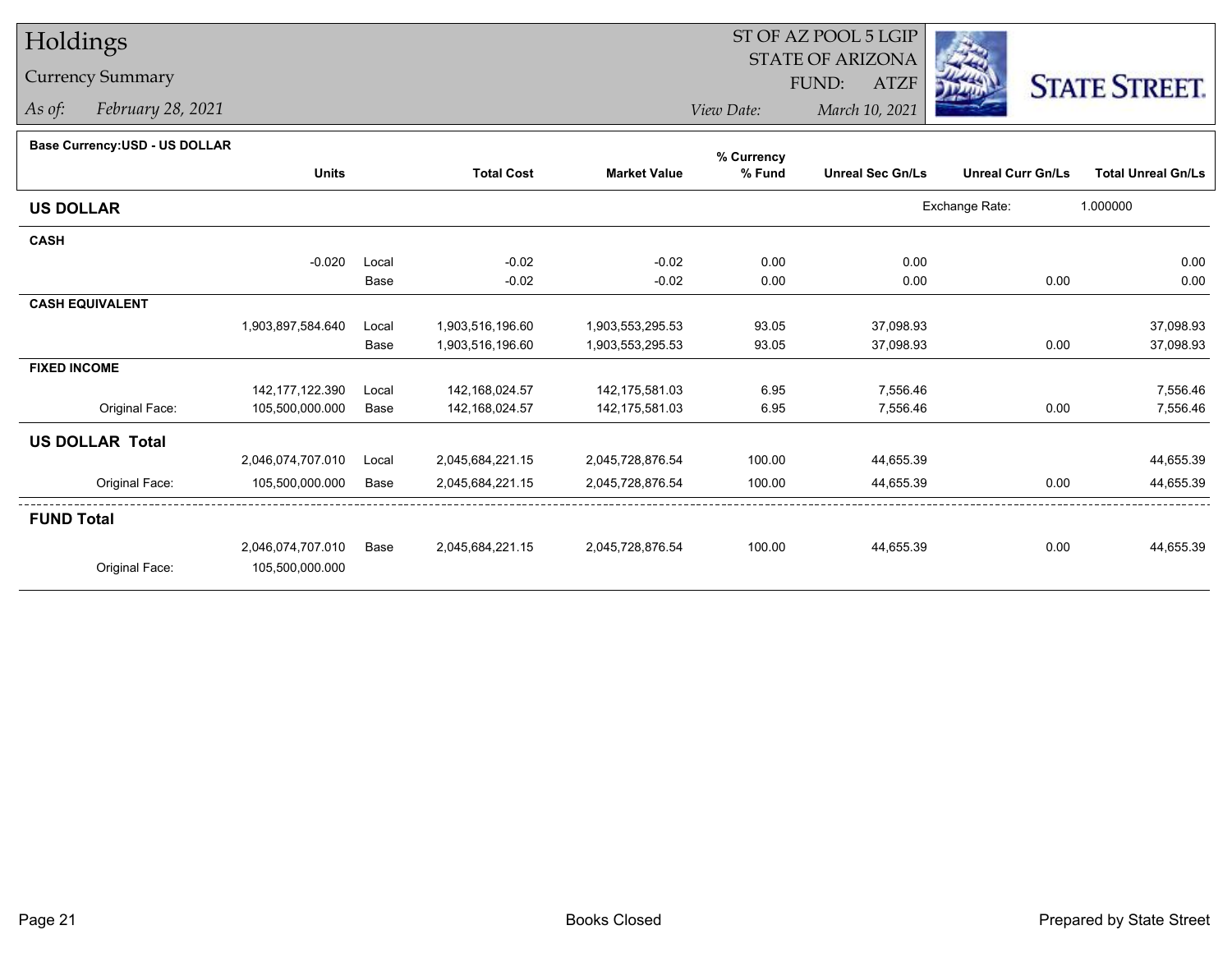# Holdings

## Currency Summary

*As of:* *February 28, 2021*

ST OF AZ POOL 5 LGIP
STATE OF ARIZONA
FUND: ATZF

*View Date:* *March 10, 2021*

**Base Currency:USD - US DOLLAR**

| | Units | | Total Cost | Market Value | % Currency % Fund | Unreal Sec Gn/Ls | Unreal Curr Gn/Ls | Total Unreal Gn/Ls |
|---|---|---|---|---|---|---|---|---|
| **US DOLLAR** | | | | | | | Exchange Rate: | 1.000000 |
| **CASH** | | | | | | | | |
| | -0.020 | Local | -0.02 | -0.02 | 0.00 | 0.00 | | 0.00 |
| | | Base | -0.02 | -0.02 | 0.00 | 0.00 | 0.00 | 0.00 |
| **CASH EQUIVALENT** | | | | | | | | |
| | 1,903,897,584.640 | Local | 1,903,516,196.60 | 1,903,553,295.53 | 93.05 | 37,098.93 | | 37,098.93 |
| | | Base | 1,903,516,196.60 | 1,903,553,295.53 | 93.05 | 37,098.93 | 0.00 | 37,098.93 |
| **FIXED INCOME** | | | | | | | | |
| | 142,177,122.390 | Local | 142,168,024.57 | 142,175,581.03 | 6.95 | 7,556.46 | | 7,556.46 |
| Original Face: | 105,500,000.000 | Base | 142,168,024.57 | 142,175,581.03 | 6.95 | 7,556.46 | 0.00 | 7,556.46 |
| **US DOLLAR Total** | | | | | | | | |
| | 2,046,074,707.010 | Local | 2,045,684,221.15 | 2,045,728,876.54 | 100.00 | 44,655.39 | | 44,655.39 |
| Original Face: | 105,500,000.000 | Base | 2,045,684,221.15 | 2,045,728,876.54 | 100.00 | 44,655.39 | 0.00 | 44,655.39 |
| **FUND Total** | | | | | | | | |
| | 2,046,074,707.010 | Base | 2,045,684,221.15 | 2,045,728,876.54 | 100.00 | 44,655.39 | 0.00 | 44,655.39 |
| Original Face: | 105,500,000.000 | | | | | | | |

Books Closed

Prepared by State Street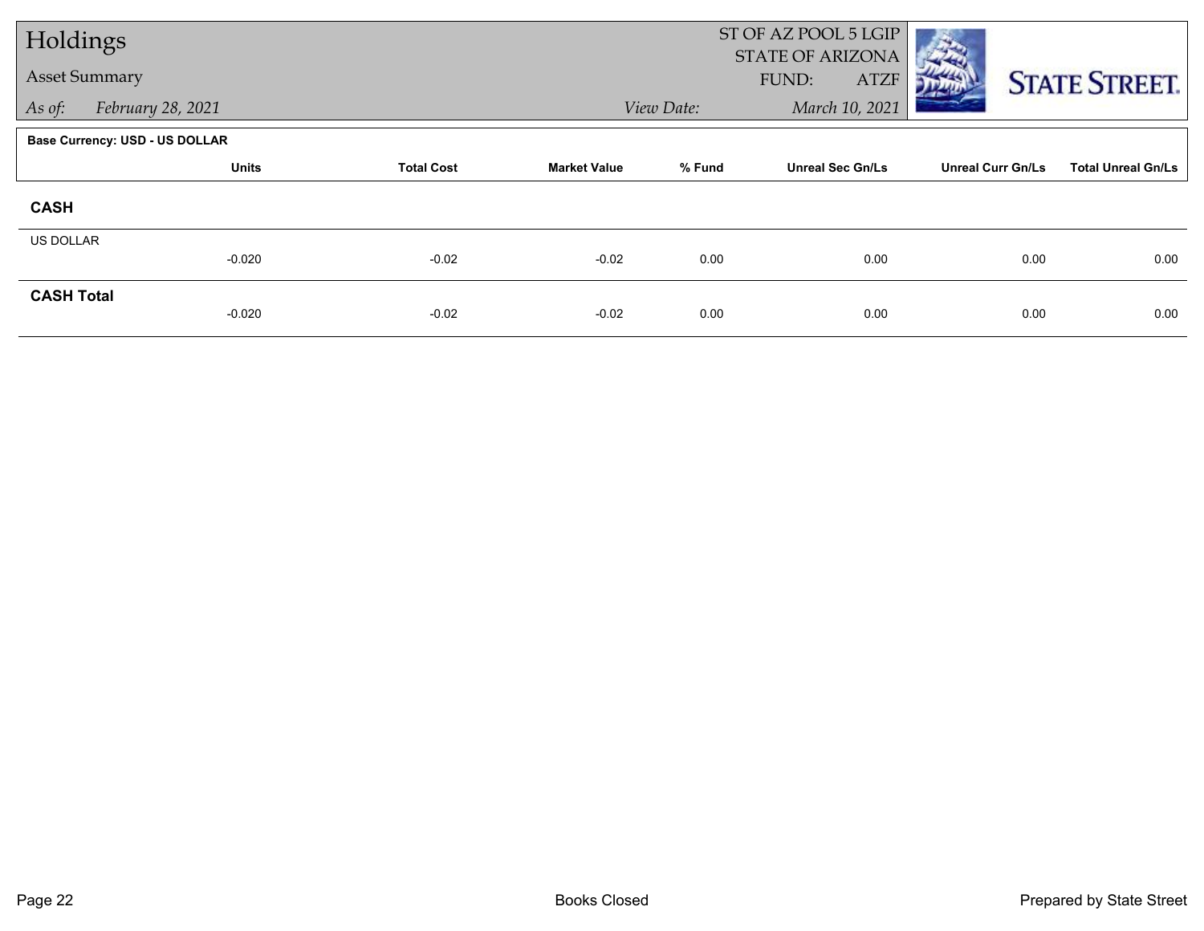# Holdings

**Asset Summary**

*As of:* *February 28, 2021*

ST OF AZ POOL 5 LGIP
STATE OF ARIZONA
FUND: ATZF

*View Date:* *March 10, 2021*

STATE STREET.

**Base Currency: USD - US DOLLAR**

| | Units | Total Cost | Market Value | % Fund | Unreal Sec Gn/Ls | Unreal Curr Gn/Ls | Total Unreal Gn/Ls |
|---|---|---|---|---|---|---|---|
| **CASH** | | | | | | | |
| US DOLLAR | -0.020 | -0.02 | -0.02 | 0.00 | 0.00 | 0.00 | 0.00 |
| **CASH Total** | -0.020 | -0.02 | -0.02 | 0.00 | 0.00 | 0.00 | 0.00 |

Books Closed

Prepared by State Street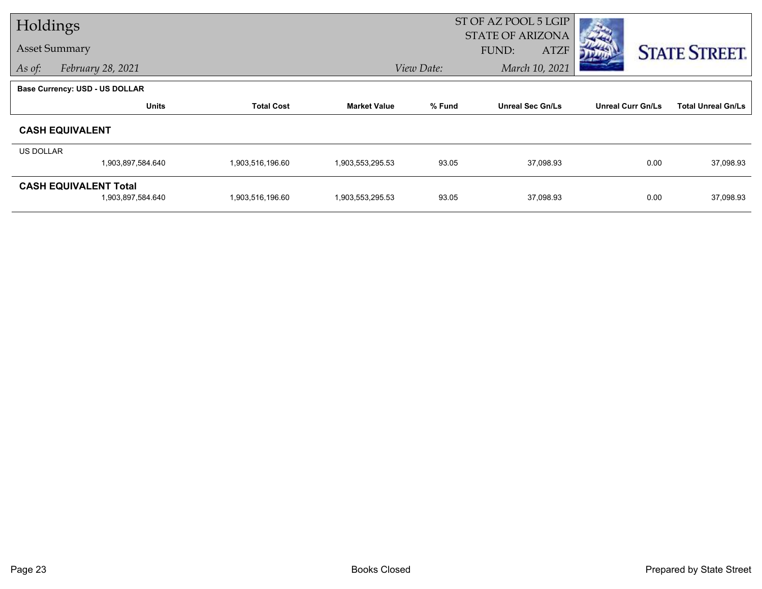# Holdings

## Asset Summary

*As of:* February 28, 2021

ST OF AZ POOL 5 LGIP
STATE OF ARIZONA
FUND: ATZF

*View Date:* March 10, 2021

STATE STREET.

**Base Currency: USD - US DOLLAR**

| | Units | Total Cost | Market Value | % Fund | Unreal Sec Gn/Ls | Unreal Curr Gn/Ls | Total Unreal Gn/Ls |
|---|---|---|---|---|---|---|---|
| **CASH EQUIVALENT** | | | | | | | |
| US DOLLAR | 1,903,897,584.640 | 1,903,516,196.60 | 1,903,553,295.53 | 93.05 | 37,098.93 | 0.00 | 37,098.93 |
| **CASH EQUIVALENT Total** | 1,903,897,584.640 | 1,903,516,196.60 | 1,903,553,295.53 | 93.05 | 37,098.93 | 0.00 | 37,098.93 |

Books Closed

Prepared by State Street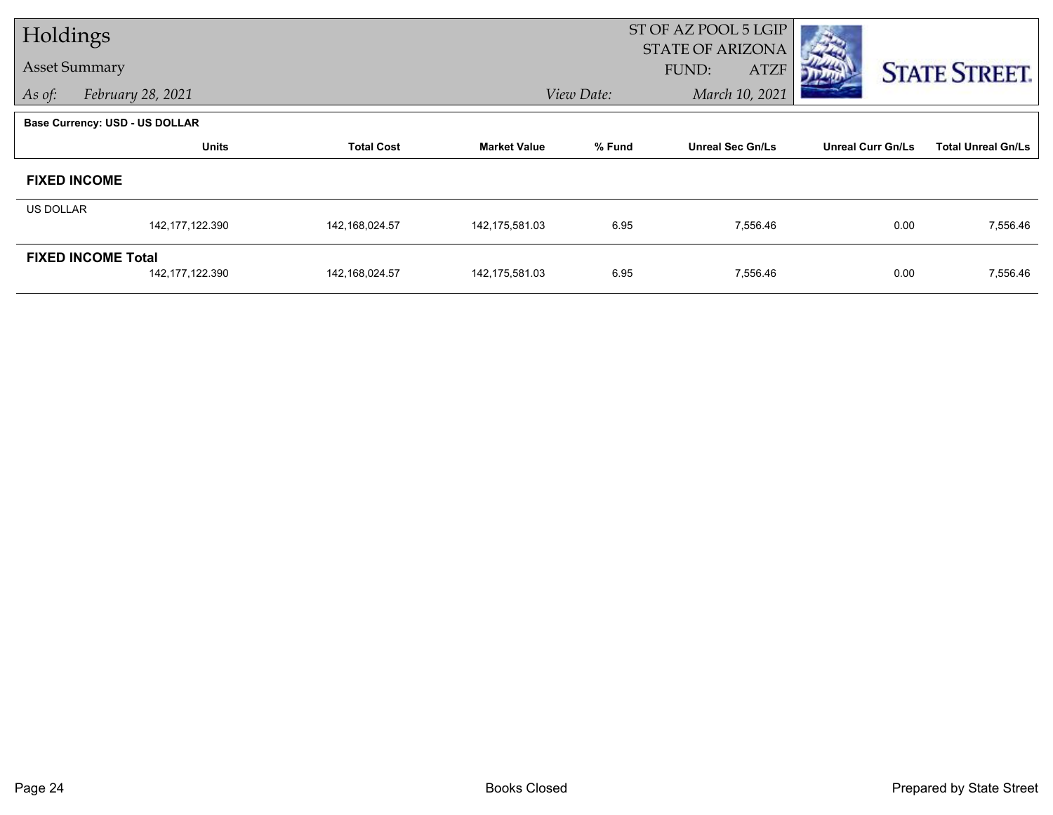# Holdings

## Asset Summary

*As of:* *February 28, 2021*

ST OF AZ POOL 5 LGIP
STATE OF ARIZONA
FUND: ATZF

*View Date:* *March 10, 2021*

STATE STREET.

**Base Currency: USD - US DOLLAR**

| | Units | Total Cost | Market Value | % Fund | Unreal Sec Gn/Ls | Unreal Curr Gn/Ls | Total Unreal Gn/Ls |
|---|---|---|---|---|---|---|---|
| **FIXED INCOME** | | | | | | | |
| US DOLLAR | 142,177,122.390 | 142,168,024.57 | 142,175,581.03 | 6.95 | 7,556.46 | 0.00 | 7,556.46 |
| **FIXED INCOME Total** | 142,177,122.390 | 142,168,024.57 | 142,175,581.03 | 6.95 | 7,556.46 | 0.00 | 7,556.46 |

Books Closed

Prepared by State Street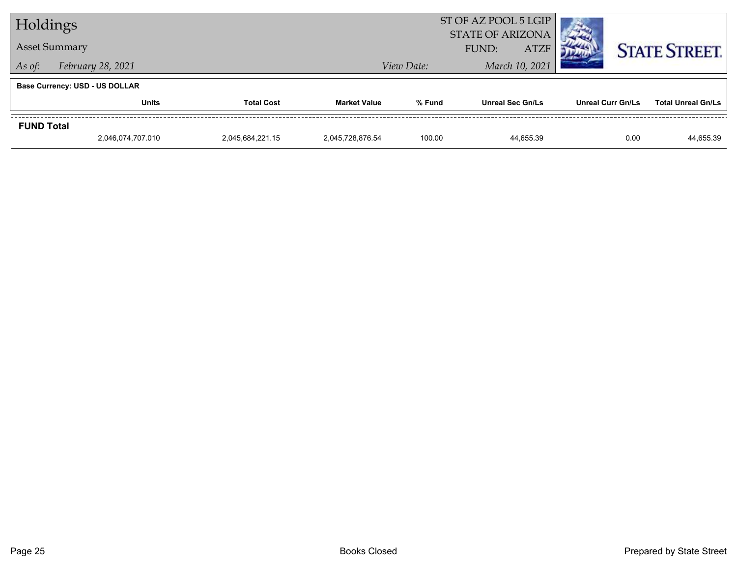# Holdings

## Asset Summary

*As of:* *February 28, 2021*  *View Date:* *March 10, 2021*

ST OF AZ POOL 5 LGIP
STATE OF ARIZONA
FUND: ATZF

**Base Currency: USD - US DOLLAR**

| | Units | Total Cost | Market Value | % Fund | Unreal Sec Gn/Ls | Unreal Curr Gn/Ls | Total Unreal Gn/Ls |
|---|---|---|---|---|---|---|---|
| **FUND Total** | 2,046,074,707.010 | 2,045,684,221.15 | 2,045,728,876.54 | 100.00 | 44,655.39 | 0.00 | 44,655.39 |

Books Closed

Prepared by State Street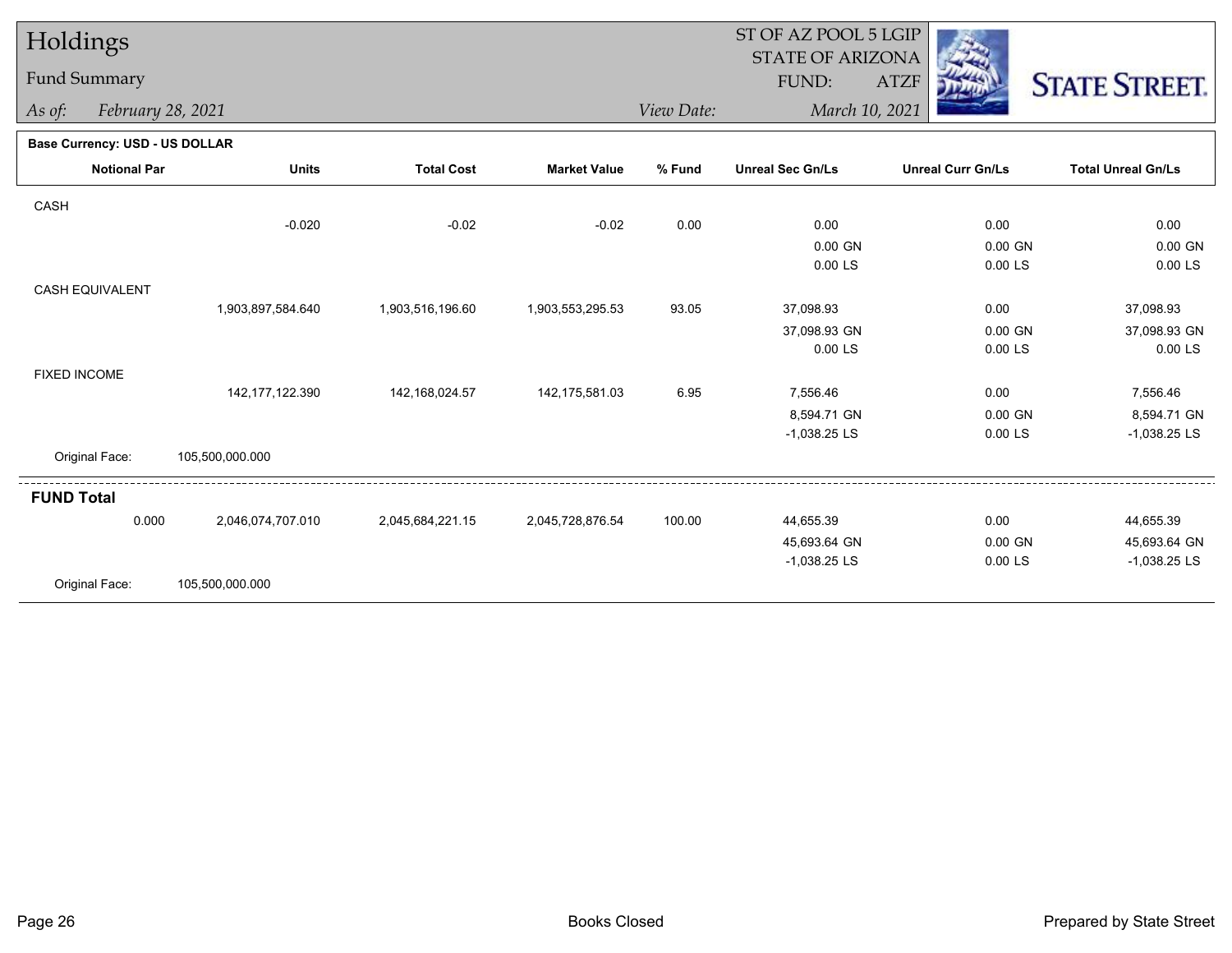# Holdings

## Fund Summary

*As of:* February 28, 2021

ST OF AZ POOL 5 LGIP
STATE OF ARIZONA
FUND: ATZF

*View Date:* March 10, 2021

STATE STREET.

**Base Currency: USD - US DOLLAR**

| Notional Par | Units | Total Cost | Market Value | % Fund | Unreal Sec Gn/Ls | Unreal Curr Gn/Ls | Total Unreal Gn/Ls |
|---|---|---|---|---|---|---|---|
| CASH | | | | | | | |
| | -0.020 | -0.02 | -0.02 | 0.00 | 0.00 | 0.00 | 0.00 |
| | | | | | 0.00 GN | 0.00 GN | 0.00 GN |
| | | | | | 0.00 LS | 0.00 LS | 0.00 LS |
| CASH EQUIVALENT | | | | | | | |
| | 1,903,897,584.640 | 1,903,516,196.60 | 1,903,553,295.53 | 93.05 | 37,098.93 | 0.00 | 37,098.93 |
| | | | | | 37,098.93 GN | 0.00 GN | 37,098.93 GN |
| | | | | | 0.00 LS | 0.00 LS | 0.00 LS |
| FIXED INCOME | | | | | | | |
| | 142,177,122.390 | 142,168,024.57 | 142,175,581.03 | 6.95 | 7,556.46 | 0.00 | 7,556.46 |
| | | | | | 8,594.71 GN | 0.00 GN | 8,594.71 GN |
| | | | | | -1,038.25 LS | 0.00 LS | -1,038.25 LS |
| Original Face: | 105,500,000.000 | | | | | | |
| **FUND Total** | | | | | | | |
| 0.000 | 2,046,074,707.010 | 2,045,684,221.15 | 2,045,728,876.54 | 100.00 | 44,655.39 | 0.00 | 44,655.39 |
| | | | | | 45,693.64 GN | 0.00 GN | 45,693.64 GN |
| | | | | | -1,038.25 LS | 0.00 LS | -1,038.25 LS |
| Original Face: | 105,500,000.000 | | | | | | |

Books Closed

Prepared by State Street